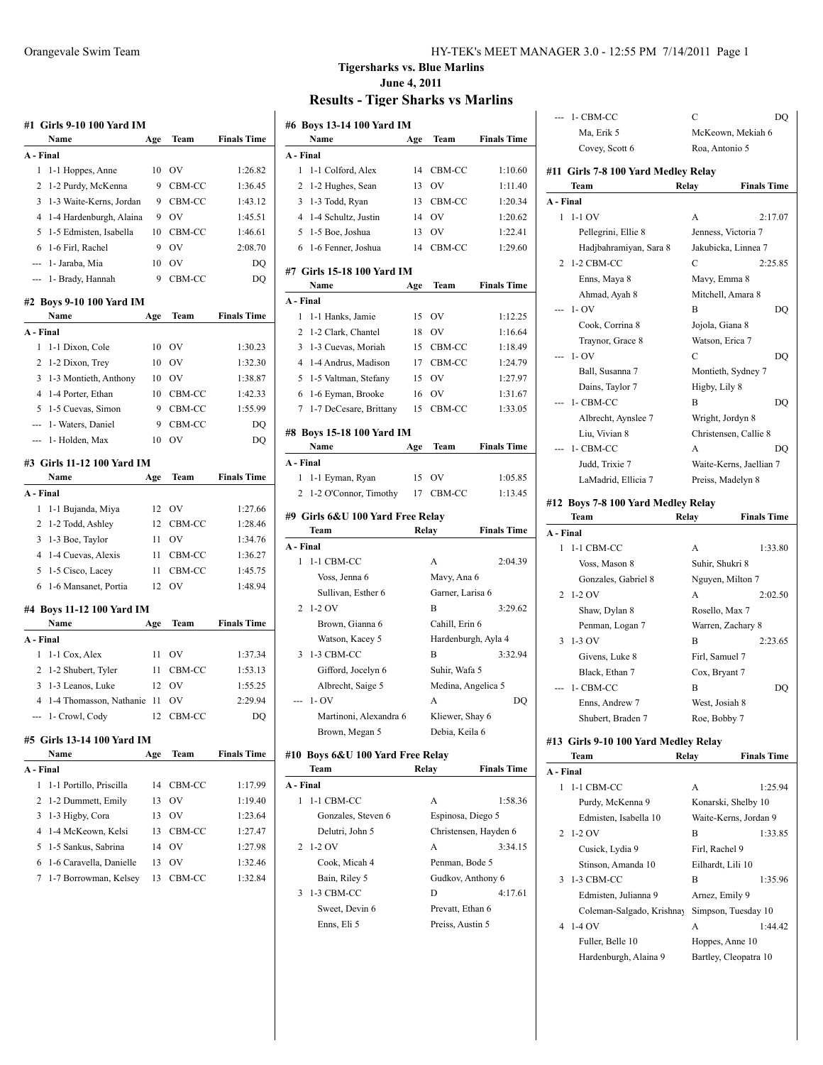## Tigersharks vs. Blue Marlins
### June 4, 2011
# Results - Tiger Sharks vs Marlins

### #1 Girls 9-10 100 Yard IM

| | Name | Age | Team | Finals Time |
|---|---|---|---|---|
| **A - Final** | | | | |
| 1 | 1-1 Hoppes, Anne | 10 | OV | 1:26.82 |
| 2 | 1-2 Purdy, McKenna | 9 | CBM-CC | 1:36.45 |
| 3 | 1-3 Waite-Kerns, Jordan | 9 | CBM-CC | 1:43.12 |
| 4 | 1-4 Hardenburgh, Alaina | 9 | OV | 1:45.51 |
| 5 | 1-5 Edmisten, Isabella | 10 | CBM-CC | 1:46.61 |
| 6 | 1-6 Firl, Rachel | 9 | OV | 2:08.70 |
| --- | 1- Jaraba, Mia | 10 | OV | DQ |
| --- | 1- Brady, Hannah | 9 | CBM-CC | DQ |

### #2 Boys 9-10 100 Yard IM

| | Name | Age | Team | Finals Time |
|---|---|---|---|---|
| **A - Final** | | | | |
| 1 | 1-1 Dixon, Cole | 10 | OV | 1:30.23 |
| 2 | 1-2 Dixon, Trey | 10 | OV | 1:32.30 |
| 3 | 1-3 Montieth, Anthony | 10 | OV | 1:38.87 |
| 4 | 1-4 Porter, Ethan | 10 | CBM-CC | 1:42.33 |
| 5 | 1-5 Cuevas, Simon | 9 | CBM-CC | 1:55.99 |
| --- | 1- Waters, Daniel | 9 | CBM-CC | DQ |
| --- | 1- Holden, Max | 10 | OV | DQ |

### #3 Girls 11-12 100 Yard IM

| | Name | Age | Team | Finals Time |
|---|---|---|---|---|
| **A - Final** | | | | |
| 1 | 1-1 Bujanda, Miya | 12 | OV | 1:27.66 |
| 2 | 1-2 Todd, Ashley | 12 | CBM-CC | 1:28.46 |
| 3 | 1-3 Boe, Taylor | 11 | OV | 1:34.76 |
| 4 | 1-4 Cuevas, Alexis | 11 | CBM-CC | 1:36.27 |
| 5 | 1-5 Cisco, Lacey | 11 | CBM-CC | 1:45.75 |
| 6 | 1-6 Mansanet, Portia | 12 | OV | 1:48.94 |

### #4 Boys 11-12 100 Yard IM

| | Name | Age | Team | Finals Time |
|---|---|---|---|---|
| **A - Final** | | | | |
| 1 | 1-1 Cox, Alex | 11 | OV | 1:37.34 |
| 2 | 1-2 Shubert, Tyler | 11 | CBM-CC | 1:53.13 |
| 3 | 1-3 Leanos, Luke | 12 | OV | 1:55.25 |
| 4 | 1-4 Thomasson, Nathanie | 11 | OV | 2:29.94 |
| --- | 1- Crowl, Cody | 12 | CBM-CC | DQ |

### #5 Girls 13-14 100 Yard IM

| | Name | Age | Team | Finals Time |
|---|---|---|---|---|
| **A - Final** | | | | |
| 1 | 1-1 Portillo, Priscilla | 14 | CBM-CC | 1:17.99 |
| 2 | 1-2 Dummett, Emily | 13 | OV | 1:19.40 |
| 3 | 1-3 Higby, Cora | 13 | OV | 1:23.64 |
| 4 | 1-4 McKeown, Kelsi | 13 | CBM-CC | 1:27.47 |
| 5 | 1-5 Sankus, Sabrina | 14 | OV | 1:27.98 |
| 6 | 1-6 Caravella, Danielle | 13 | OV | 1:32.46 |
| 7 | 1-7 Borrowman, Kelsey | 13 | CBM-CC | 1:32.84 |

### #6 Boys 13-14 100 Yard IM

| | Name | Age | Team | Finals Time |
|---|---|---|---|---|
| **A - Final** | | | | |
| 1 | 1-1 Colford, Alex | 14 | CBM-CC | 1:10.60 |
| 2 | 1-2 Hughes, Sean | 13 | OV | 1:11.40 |
| 3 | 1-3 Todd, Ryan | 13 | CBM-CC | 1:20.34 |
| 4 | 1-4 Schultz, Justin | 14 | OV | 1:20.62 |
| 5 | 1-5 Boe, Joshua | 13 | OV | 1:22.41 |
| 6 | 1-6 Fenner, Joshua | 14 | CBM-CC | 1:29.60 |

### #7 Girls 15-18 100 Yard IM

| | Name | Age | Team | Finals Time |
|---|---|---|---|---|
| **A - Final** | | | | |
| 1 | 1-1 Hanks, Jamie | 15 | OV | 1:12.25 |
| 2 | 1-2 Clark, Chantel | 18 | OV | 1:16.64 |
| 3 | 1-3 Cuevas, Moriah | 15 | CBM-CC | 1:18.49 |
| 4 | 1-4 Andrus, Madison | 17 | CBM-CC | 1:24.79 |
| 5 | 1-5 Valtman, Stefany | 15 | OV | 1:27.97 |
| 6 | 1-6 Eyman, Brooke | 16 | OV | 1:31.67 |
| 7 | 1-7 DeCesare, Brittany | 15 | CBM-CC | 1:33.05 |

### #8 Boys 15-18 100 Yard IM

| | Name | Age | Team | Finals Time |
|---|---|---|---|---|
| **A - Final** | | | | |
| 1 | 1-1 Eyman, Ryan | 15 | OV | 1:05.85 |
| 2 | 1-2 O'Connor, Timothy | 17 | CBM-CC | 1:13.45 |

### #9 Girls 6&U 100 Yard Free Relay

| | Team | Relay | Finals Time |
|---|---|---|---|
| **A - Final** | | | |
| 1 | 1-1 CBM-CC | A | 2:04.39 |
| | Voss, Jenna 6 | Mavy, Ana 6 | |
| | Sullivan, Esther 6 | Garner, Larisa 6 | |
| 2 | 1-2 OV | B | 3:29.62 |
| | Brown, Gianna 6 | Cahill, Erin 6 | |
| | Watson, Kacey 5 | Hardenburgh, Ayla 4 | |
| 3 | 1-3 CBM-CC | B | 3:32.94 |
| | Gifford, Jocelyn 6 | Suhir, Wafa 5 | |
| | Albrecht, Saige 5 | Medina, Angelica 5 | |
| --- | 1- OV | A | DQ |
| | Martinoni, Alexandra 6 | Kliewer, Shay 6 | |
| | Brown, Megan 5 | Debia, Keila 6 | |

### #10 Boys 6&U 100 Yard Free Relay

| | Team | Relay | Finals Time |
|---|---|---|---|
| **A - Final** | | | |
| 1 | 1-1 CBM-CC | A | 1:58.36 |
| | Gonzales, Steven 6 | Espinosa, Diego 5 | |
| | Delutri, John 5 | Christensen, Hayden 6 | |
| 2 | 1-2 OV | A | 3:34.15 |
| | Cook, Micah 4 | Penman, Bode 5 | |
| | Bain, Riley 5 | Gudkov, Anthony 6 | |
| 3 | 1-3 CBM-CC | D | 4:17.61 |
| | Sweet, Devin 6 | Prevatt, Ethan 6 | |
| | Enns, Eli 5 | Preiss, Austin 5 | |
| --- | 1- CBM-CC | C | DQ |
| | Ma, Erik 5 | McKeown, Mekiah 6 | |
| | Covey, Scott 6 | Roa, Antonio 5 | |

### #11 Girls 7-8 100 Yard Medley Relay

| | Team | Relay | Finals Time |
|---|---|---|---|
| **A - Final** | | | |
| 1 | 1-1 OV | A | 2:17.07 |
| | Pellegrini, Ellie 8 | Jenness, Victoria 7 | |
| | Hadjbahramiyan, Sara 8 | Jakubicka, Linnea 7 | |
| 2 | 1-2 CBM-CC | C | 2:25.85 |
| | Enns, Maya 8 | Mavy, Emma 8 | |
| | Ahmad, Ayah 8 | Mitchell, Amara 8 | |
| --- | 1- OV | B | DQ |
| | Cook, Corrina 8 | Jojola, Giana 8 | |
| | Traynor, Grace 8 | Watson, Erica 7 | |
| --- | 1- OV | C | DQ |
| | Ball, Susanna 7 | Montieth, Sydney 7 | |
| | Dains, Taylor 7 | Higby, Lily 8 | |
| --- | 1- CBM-CC | B | DQ |
| | Albrecht, Aynslee 7 | Wright, Jordyn 8 | |
| | Liu, Vivian 8 | Christensen, Callie 8 | |
| --- | 1- CBM-CC | A | DQ |
| | Judd, Trixie 7 | Waite-Kerns, Jaellian 7 | |
| | LaMadrid, Ellicia 7 | Preiss, Madelyn 8 | |

### #12 Boys 7-8 100 Yard Medley Relay

| | Team | Relay | Finals Time |
|---|---|---|---|
| **A - Final** | | | |
| 1 | 1-1 CBM-CC | A | 1:33.80 |
| | Voss, Mason 8 | Suhir, Shukri 8 | |
| | Gonzales, Gabriel 8 | Nguyen, Milton 7 | |
| 2 | 1-2 OV | A | 2:02.50 |
| | Shaw, Dylan 8 | Rosello, Max 7 | |
| | Penman, Logan 7 | Warren, Zachary 8 | |
| 3 | 1-3 OV | B | 2:23.65 |
| | Givens, Luke 8 | Firl, Samuel 7 | |
| | Black, Ethan 7 | Cox, Bryant 7 | |
| --- | 1- CBM-CC | B | DQ |
| | Enns, Andrew 7 | West, Josiah 8 | |
| | Shubert, Braden 7 | Roe, Bobby 7 | |

### #13 Girls 9-10 100 Yard Medley Relay

| | Team | Relay | Finals Time |
|---|---|---|---|
| **A - Final** | | | |
| 1 | 1-1 CBM-CC | A | 1:25.94 |
| | Purdy, McKenna 9 | Konarski, Shelby 10 | |
| | Edmisten, Isabella 10 | Waite-Kerns, Jordan 9 | |
| 2 | 1-2 OV | B | 1:33.85 |
| | Cusick, Lydia 9 | Firl, Rachel 9 | |
| | Stinson, Amanda 10 | Eilhardt, Lili 10 | |
| 3 | 1-3 CBM-CC | B | 1:35.96 |
| | Edmisten, Julianna 9 | Arnez, Emily 9 | |
| | Coleman-Salgado, Krishnay | Simpson, Tuesday 10 | |
| 4 | 1-4 OV | A | 1:44.42 |
| | Fuller, Belle 10 | Hoppes, Anne 10 | |
| | Hardenburgh, Alaina 9 | Bartley, Cleopatra 10 | |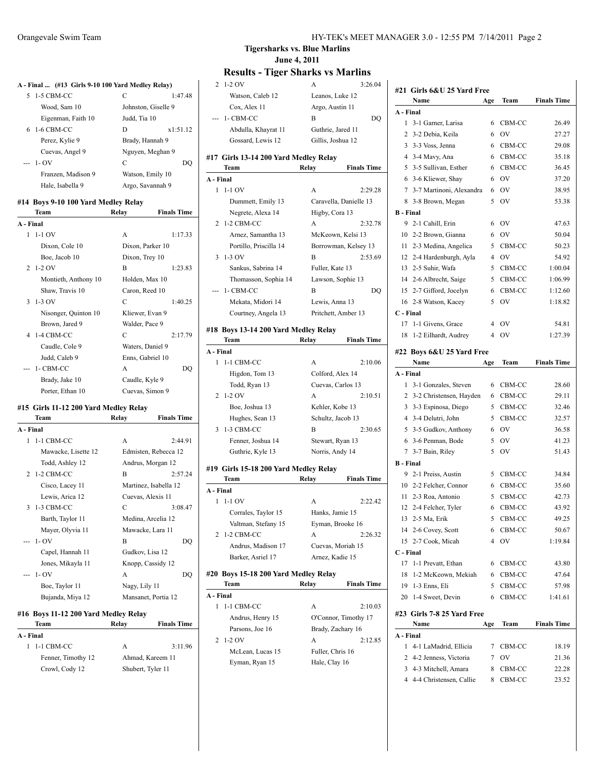**Tigersharks vs. Blue Marlins**
**June 4, 2011**

## Results - Tiger Sharks vs Marlins

### A - Final ... (#13 Girls 9-10 100 Yard Medley Relay)

| | Team | Relay | Finals Time |
|---|---|---|---|
| 5 | 1-5 CBM-CC | C | 1:47.48 |
| | Wood, Sam 10 | Johnston, Giselle 9 | |
| | Eigenman, Faith 10 | Judd, Tia 10 | |
| 6 | 1-6 CBM-CC | D | x1:51.12 |
| | Perez, Kylie 9 | Brady, Hannah 9 | |
| | Cuevas, Angel 9 | Nguyen, Meghan 9 | |
| --- | 1- OV | C | DQ |
| | Franzen, Madison 9 | Watson, Emily 10 | |
| | Hale, Isabella 9 | Argo, Savannah 9 | |

### #14 Boys 9-10 100 Yard Medley Relay

| | Team | Relay | Finals Time |
|---|---|---|---|
| **A - Final** | | | |
| 1 | 1-1 OV | A | 1:17.33 |
| | Dixon, Cole 10 | Dixon, Parker 10 | |
| | Boe, Jacob 10 | Dixon, Trey 10 | |
| 2 | 1-2 OV | B | 1:23.83 |
| | Montieth, Anthony 10 | Holden, Max 10 | |
| | Shaw, Travis 10 | Caron, Reed 10 | |
| 3 | 1-3 OV | C | 1:40.25 |
| | Nisonger, Quinton 10 | Kliewer, Evan 9 | |
| | Brown, Jared 9 | Walder, Pace 9 | |
| 4 | 1-4 CBM-CC | C | 2:17.79 |
| | Caudle, Cole 9 | Waters, Daniel 9 | |
| | Judd, Caleb 9 | Enns, Gabriel 10 | |
| --- | 1- CBM-CC | A | DQ |
| | Brady, Jake 10 | Caudle, Kyle 9 | |
| | Porter, Ethan 10 | Cuevas, Simon 9 | |

### #15 Girls 11-12 200 Yard Medley Relay

| | Team | Relay | Finals Time |
|---|---|---|---|
| **A - Final** | | | |
| 1 | 1-1 CBM-CC | A | 2:44.91 |
| | Mawacke, Lisette 12 | Edmisten, Rebecca 12 | |
| | Todd, Ashley 12 | Andrus, Morgan 12 | |
| 2 | 1-2 CBM-CC | B | 2:57.24 |
| | Cisco, Lacey 11 | Martinez, Isabella 12 | |
| | Lewis, Arica 12 | Cuevas, Alexis 11 | |
| 3 | 1-3 CBM-CC | C | 3:08.47 |
| | Barth, Taylor 11 | Medina, Arcelia 12 | |
| | Mayer, Olyvia 11 | Mawacke, Lara 11 | |
| --- | 1- OV | B | DQ |
| | Capel, Hannah 11 | Gudkov, Lisa 12 | |
| | Jones, Mikayla 11 | Knopp, Cassidy 12 | |
| --- | 1- OV | A | DQ |
| | Boe, Taylor 11 | Nagy, Lily 11 | |
| | Bujanda, Miya 12 | Mansanet, Portia 12 | |

### #16 Boys 11-12 200 Yard Medley Relay

| | Team | Relay | Finals Time |
|---|---|---|---|
| **A - Final** | | | |
| 1 | 1-1 CBM-CC | A | 3:11.96 |
| | Fenner, Timothy 12 | Ahmad, Kareem 11 | |
| | Crowl, Cody 12 | Shubert, Tyler 11 | |
| 2 | 1-2 OV | A | 3:26.04 |
| | Watson, Caleb 12 | Leanos, Luke 12 | |
| | Cox, Alex 11 | Argo, Austin 11 | |
| --- | 1- CBM-CC | B | DQ |
| | Abdulla, Khayrat 11 | Guthrie, Jared 11 | |
| | Gossard, Lewis 12 | Gillis, Joshua 12 | |

### #17 Girls 13-14 200 Yard Medley Relay

| | Team | Relay | Finals Time |
|---|---|---|---|
| **A - Final** | | | |
| 1 | 1-1 OV | A | 2:29.28 |
| | Dummett, Emily 13 | Caravella, Danielle 13 | |
| | Negrete, Alexa 14 | Higby, Cora 13 | |
| 2 | 1-2 CBM-CC | A | 2:32.78 |
| | Arnez, Samantha 13 | McKeown, Kelsi 13 | |
| | Portillo, Priscilla 14 | Borrowman, Kelsey 13 | |
| 3 | 1-3 OV | B | 2:53.69 |
| | Sankus, Sabrina 14 | Fuller, Kate 13 | |
| | Thomasson, Sophia 14 | Lawson, Sophie 13 | |
| --- | 1- CBM-CC | B | DQ |
| | Mekata, Midori 14 | Lewis, Anna 13 | |
| | Courtney, Angela 13 | Pritchett, Amber 13 | |

### #18 Boys 13-14 200 Yard Medley Relay

| | Team | Relay | Finals Time |
|---|---|---|---|
| **A - Final** | | | |
| 1 | 1-1 CBM-CC | A | 2:10.06 |
| | Higdon, Tom 13 | Colford, Alex 14 | |
| | Todd, Ryan 13 | Cuevas, Carlos 13 | |
| 2 | 1-2 OV | A | 2:10.51 |
| | Boe, Joshua 13 | Kehler, Kobe 13 | |
| | Hughes, Sean 13 | Schultz, Jacob 13 | |
| 3 | 1-3 CBM-CC | B | 2:30.65 |
| | Fenner, Joshua 14 | Stewart, Ryan 13 | |
| | Guthrie, Kyle 13 | Norris, Andy 14 | |

### #19 Girls 15-18 200 Yard Medley Relay

| | Team | Relay | Finals Time |
|---|---|---|---|
| **A - Final** | | | |
| 1 | 1-1 OV | A | 2:22.42 |
| | Corrales, Taylor 15 | Hanks, Jamie 15 | |
| | Valtman, Stefany 15 | Eyman, Brooke 16 | |
| 2 | 1-2 CBM-CC | A | 2:26.32 |
| | Andrus, Madison 17 | Cuevas, Moriah 15 | |
| | Barker, Asriel 17 | Arnez, Kadie 15 | |

### #20 Boys 15-18 200 Yard Medley Relay

| | Team | Relay | Finals Time |
|---|---|---|---|
| **A - Final** | | | |
| 1 | 1-1 CBM-CC | A | 2:10.03 |
| | Andrus, Henry 15 | O'Connor, Timothy 17 | |
| | Parsons, Joe 16 | Brady, Zachary 16 | |
| 2 | 1-2 OV | A | 2:12.85 |
| | McLean, Lucas 15 | Fuller, Chris 16 | |
| | Eyman, Ryan 15 | Hale, Clay 16 | |

### #21 Girls 6&U 25 Yard Free

| | Name | Age | Team | Finals Time |
|---|---|---|---|---|
| **A - Final** | | | | |
| 1 | 3-1 Garner, Larisa | 6 | CBM-CC | 26.49 |
| 2 | 3-2 Debia, Keila | 6 | OV | 27.27 |
| 3 | 3-3 Voss, Jenna | 6 | CBM-CC | 29.08 |
| 4 | 3-4 Mavy, Ana | 6 | CBM-CC | 35.18 |
| 5 | 3-5 Sullivan, Esther | 6 | CBM-CC | 36.45 |
| 6 | 3-6 Kliewer, Shay | 6 | OV | 37.20 |
| 7 | 3-7 Martinoni, Alexandra | 6 | OV | 38.95 |
| 8 | 3-8 Brown, Megan | 5 | OV | 53.38 |
| **B - Final** | | | | |
| 9 | 2-1 Cahill, Erin | 6 | OV | 47.63 |
| 10 | 2-2 Brown, Gianna | 6 | OV | 50.04 |
| 11 | 2-3 Medina, Angelica | 5 | CBM-CC | 50.23 |
| 12 | 2-4 Hardenburgh, Ayla | 4 | OV | 54.92 |
| 13 | 2-5 Suhir, Wafa | 5 | CBM-CC | 1:00.04 |
| 14 | 2-6 Albrecht, Saige | 5 | CBM-CC | 1:06.99 |
| 15 | 2-7 Gifford, Jocelyn | 6 | CBM-CC | 1:12.60 |
| 16 | 2-8 Watson, Kacey | 5 | OV | 1:18.82 |
| **C - Final** | | | | |
| 17 | 1-1 Givens, Grace | 4 | OV | 54.81 |
| 18 | 1-2 Eilhardt, Audrey | 4 | OV | 1:27.39 |

### #22 Boys 6&U 25 Yard Free

| | Name | Age | Team | Finals Time |
|---|---|---|---|---|
| **A - Final** | | | | |
| 1 | 3-1 Gonzales, Steven | 6 | CBM-CC | 28.60 |
| 2 | 3-2 Christensen, Hayden | 6 | CBM-CC | 29.11 |
| 3 | 3-3 Espinosa, Diego | 5 | CBM-CC | 32.46 |
| 4 | 3-4 Delutri, John | 5 | CBM-CC | 32.57 |
| 5 | 3-5 Gudkov, Anthony | 6 | OV | 36.58 |
| 6 | 3-6 Penman, Bode | 5 | OV | 41.23 |
| 7 | 3-7 Bain, Riley | 5 | OV | 51.43 |
| **B - Final** | | | | |
| 9 | 2-1 Preiss, Austin | 5 | CBM-CC | 34.84 |
| 10 | 2-2 Felcher, Connor | 6 | CBM-CC | 35.60 |
| 11 | 2-3 Roa, Antonio | 5 | CBM-CC | 42.73 |
| 12 | 2-4 Felcher, Tyler | 6 | CBM-CC | 43.92 |
| 13 | 2-5 Ma, Erik | 5 | CBM-CC | 49.25 |
| 14 | 2-6 Covey, Scott | 6 | CBM-CC | 50.67 |
| 15 | 2-7 Cook, Micah | 4 | OV | 1:19.84 |
| **C - Final** | | | | |
| 17 | 1-1 Prevatt, Ethan | 6 | CBM-CC | 43.80 |
| 18 | 1-2 McKeown, Mekiah | 6 | CBM-CC | 47.64 |
| 19 | 1-3 Enns, Eli | 5 | CBM-CC | 57.98 |
| 20 | 1-4 Sweet, Devin | 6 | CBM-CC | 1:41.61 |

### #23 Girls 7-8 25 Yard Free

| | Name | Age | Team | Finals Time |
|---|---|---|---|---|
| **A - Final** | | | | |
| 1 | 4-1 LaMadrid, Ellicia | 7 | CBM-CC | 18.19 |
| 2 | 4-2 Jenness, Victoria | 7 | OV | 21.36 |
| 3 | 4-3 Mitchell, Amara | 8 | CBM-CC | 22.28 |
| 4 | 4-4 Christensen, Callie | 8 | CBM-CC | 23.52 |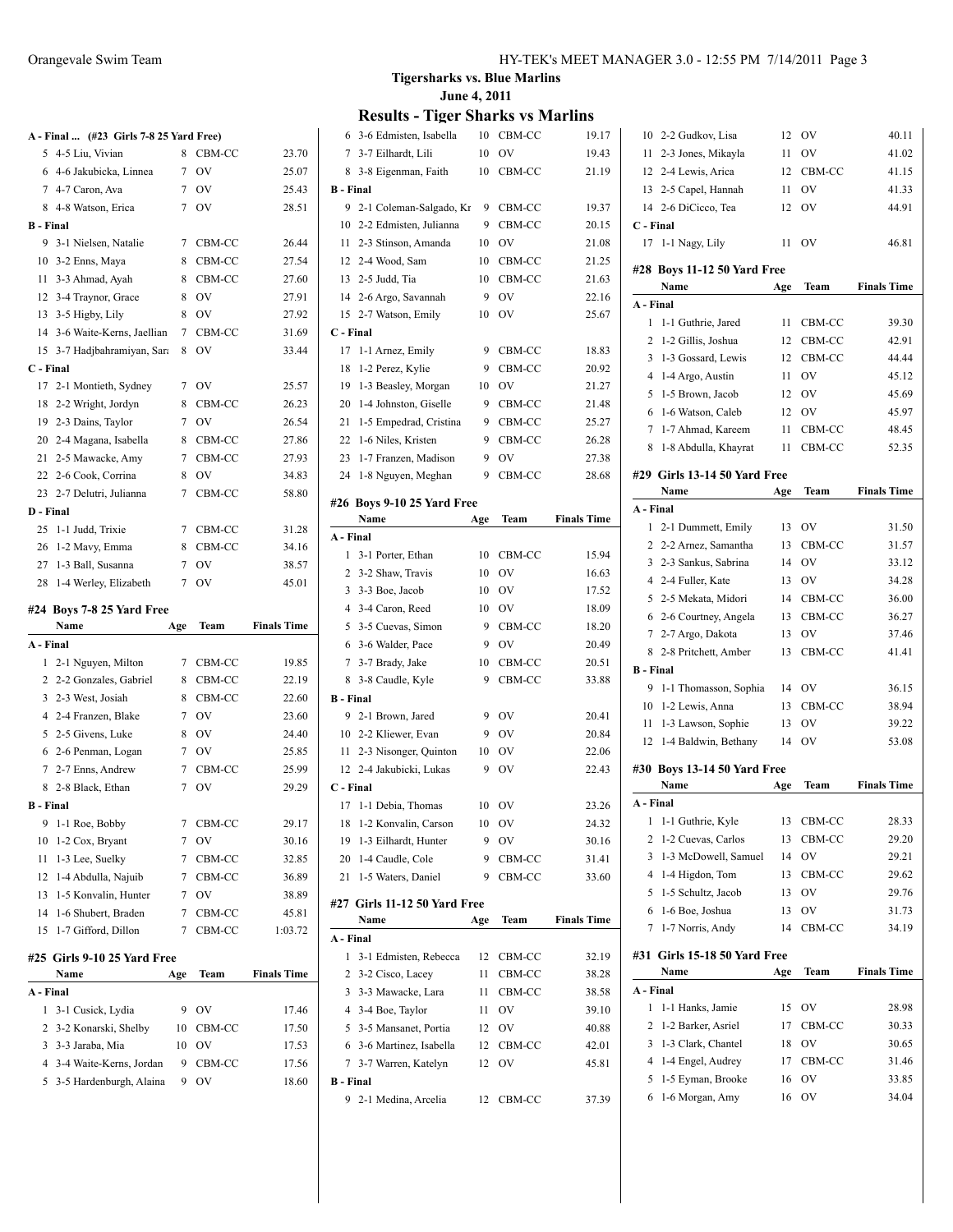## Tigersharks vs. Blue Marlins

## June 4, 2011

# Results - Tiger Sharks vs Marlins

### A - Final ... (#23 Girls 7-8 25 Yard Free)

| | Name | Age | Team | Finals Time |
|---|---|---|---|---|
| 5 | 4-5 Liu, Vivian | 8 | CBM-CC | 23.70 |
| 6 | 4-6 Jakubicka, Linnea | 7 | OV | 25.07 |
| 7 | 4-7 Caron, Ava | 7 | OV | 25.43 |
| 8 | 4-8 Watson, Erica | 7 | OV | 28.51 |
| **B - Final** | | | | |
| 9 | 3-1 Nielsen, Natalie | 7 | CBM-CC | 26.44 |
| 10 | 3-2 Enns, Maya | 8 | CBM-CC | 27.54 |
| 11 | 3-3 Ahmad, Ayah | 8 | CBM-CC | 27.60 |
| 12 | 3-4 Traynor, Grace | 8 | OV | 27.91 |
| 13 | 3-5 Higby, Lily | 8 | OV | 27.92 |
| 14 | 3-6 Waite-Kerns, Jaellian | 7 | CBM-CC | 31.69 |
| 15 | 3-7 Hadjbahramiyan, Sara | 8 | OV | 33.44 |
| **C - Final** | | | | |
| 17 | 2-1 Montieth, Sydney | 7 | OV | 25.57 |
| 18 | 2-2 Wright, Jordyn | 8 | CBM-CC | 26.23 |
| 19 | 2-3 Dains, Taylor | 7 | OV | 26.54 |
| 20 | 2-4 Magana, Isabella | 8 | CBM-CC | 27.86 |
| 21 | 2-5 Mawacke, Amy | 7 | CBM-CC | 27.93 |
| 22 | 2-6 Cook, Corrina | 8 | OV | 34.83 |
| 23 | 2-7 Delutri, Julianna | 7 | CBM-CC | 58.80 |
| **D - Final** | | | | |
| 25 | 1-1 Judd, Trixie | 7 | CBM-CC | 31.28 |
| 26 | 1-2 Mavy, Emma | 8 | CBM-CC | 34.16 |
| 27 | 1-3 Ball, Susanna | 7 | OV | 38.57 |
| 28 | 1-4 Werley, Elizabeth | 7 | OV | 45.01 |

### #24 Boys 7-8 25 Yard Free

| | Name | Age | Team | Finals Time |
|---|---|---|---|---|
| **A - Final** | | | | |
| 1 | 2-1 Nguyen, Milton | 7 | CBM-CC | 19.85 |
| 2 | 2-2 Gonzales, Gabriel | 8 | CBM-CC | 22.19 |
| 3 | 2-3 West, Josiah | 8 | CBM-CC | 22.60 |
| 4 | 2-4 Franzen, Blake | 7 | OV | 23.60 |
| 5 | 2-5 Givens, Luke | 8 | OV | 24.40 |
| 6 | 2-6 Penman, Logan | 7 | OV | 25.85 |
| 7 | 2-7 Enns, Andrew | 7 | CBM-CC | 25.99 |
| 8 | 2-8 Black, Ethan | 7 | OV | 29.29 |
| **B - Final** | | | | |
| 9 | 1-1 Roe, Bobby | 7 | CBM-CC | 29.17 |
| 10 | 1-2 Cox, Bryant | 7 | OV | 30.16 |
| 11 | 1-3 Lee, Suelky | 7 | CBM-CC | 32.85 |
| 12 | 1-4 Abdulla, Najuib | 7 | CBM-CC | 36.89 |
| 13 | 1-5 Konvalin, Hunter | 7 | OV | 38.89 |
| 14 | 1-6 Shubert, Braden | 7 | CBM-CC | 45.81 |
| 15 | 1-7 Gifford, Dillon | 7 | CBM-CC | 1:03.72 |

### #25 Girls 9-10 25 Yard Free

| | Name | Age | Team | Finals Time |
|---|---|---|---|---|
| **A - Final** | | | | |
| 1 | 3-1 Cusick, Lydia | 9 | OV | 17.46 |
| 2 | 3-2 Konarski, Shelby | 10 | CBM-CC | 17.50 |
| 3 | 3-3 Jaraba, Mia | 10 | OV | 17.53 |
| 4 | 3-4 Waite-Kerns, Jordan | 9 | CBM-CC | 17.56 |
| 5 | 3-5 Hardenburgh, Alaina | 9 | OV | 18.60 |
| 6 | 3-6 Edmisten, Isabella | 10 | CBM-CC | 19.17 |
| 7 | 3-7 Eilhardt, Lili | 10 | OV | 19.43 |
| 8 | 3-8 Eigenman, Faith | 10 | CBM-CC | 21.19 |
| **B - Final** | | | | |
| 9 | 2-1 Coleman-Salgado, Kr | 9 | CBM-CC | 19.37 |
| 10 | 2-2 Edmisten, Julianna | 9 | CBM-CC | 20.15 |
| 11 | 2-3 Stinson, Amanda | 10 | OV | 21.08 |
| 12 | 2-4 Wood, Sam | 10 | CBM-CC | 21.25 |
| 13 | 2-5 Judd, Tia | 10 | CBM-CC | 21.63 |
| 14 | 2-6 Argo, Savannah | 9 | OV | 22.16 |
| 15 | 2-7 Watson, Emily | 10 | OV | 25.67 |
| **C - Final** | | | | |
| 17 | 1-1 Arnez, Emily | 9 | CBM-CC | 18.83 |
| 18 | 1-2 Perez, Kylie | 9 | CBM-CC | 20.92 |
| 19 | 1-3 Beasley, Morgan | 10 | OV | 21.27 |
| 20 | 1-4 Johnston, Giselle | 9 | CBM-CC | 21.48 |
| 21 | 1-5 Empedrad, Cristina | 9 | CBM-CC | 25.27 |
| 22 | 1-6 Niles, Kristen | 9 | CBM-CC | 26.28 |
| 23 | 1-7 Franzen, Madison | 9 | OV | 27.38 |
| 24 | 1-8 Nguyen, Meghan | 9 | CBM-CC | 28.68 |

### #26 Boys 9-10 25 Yard Free

| | Name | Age | Team | Finals Time |
|---|---|---|---|---|
| **A - Final** | | | | |
| 1 | 3-1 Porter, Ethan | 10 | CBM-CC | 15.94 |
| 2 | 3-2 Shaw, Travis | 10 | OV | 16.63 |
| 3 | 3-3 Boe, Jacob | 10 | OV | 17.52 |
| 4 | 3-4 Caron, Reed | 10 | OV | 18.09 |
| 5 | 3-5 Cuevas, Simon | 9 | CBM-CC | 18.20 |
| 6 | 3-6 Walder, Pace | 9 | OV | 20.49 |
| 7 | 3-7 Brady, Jake | 10 | CBM-CC | 20.51 |
| 8 | 3-8 Caudle, Kyle | 9 | CBM-CC | 33.88 |
| **B - Final** | | | | |
| 9 | 2-1 Brown, Jared | 9 | OV | 20.41 |
| 10 | 2-2 Kliewer, Evan | 9 | OV | 20.84 |
| 11 | 2-3 Nisonger, Quinton | 10 | OV | 22.06 |
| 12 | 2-4 Jakubicki, Lukas | 9 | OV | 22.43 |
| **C - Final** | | | | |
| 17 | 1-1 Debia, Thomas | 10 | OV | 23.26 |
| 18 | 1-2 Konvalin, Carson | 10 | OV | 24.32 |
| 19 | 1-3 Eilhardt, Hunter | 9 | OV | 30.16 |
| 20 | 1-4 Caudle, Cole | 9 | CBM-CC | 31.41 |
| 21 | 1-5 Waters, Daniel | 9 | CBM-CC | 33.60 |

### #27 Girls 11-12 50 Yard Free

| | Name | Age | Team | Finals Time |
|---|---|---|---|---|
| **A - Final** | | | | |
| 1 | 3-1 Edmisten, Rebecca | 12 | CBM-CC | 32.19 |
| 2 | 3-2 Cisco, Lacey | 11 | CBM-CC | 38.28 |
| 3 | 3-3 Mawacke, Lara | 11 | CBM-CC | 38.58 |
| 4 | 3-4 Boe, Taylor | 11 | OV | 39.10 |
| 5 | 3-5 Mansanet, Portia | 12 | OV | 40.88 |
| 6 | 3-6 Martinez, Isabella | 12 | CBM-CC | 42.01 |
| 7 | 3-7 Warren, Katelyn | 12 | OV | 45.81 |
| **B - Final** | | | | |
| 9 | 2-1 Medina, Arcelia | 12 | CBM-CC | 37.39 |
| 10 | 2-2 Gudkov, Lisa | 12 | OV | 40.11 |
| 11 | 2-3 Jones, Mikayla | 11 | OV | 41.02 |
| 12 | 2-4 Lewis, Arica | 12 | CBM-CC | 41.15 |
| 13 | 2-5 Capel, Hannah | 11 | OV | 41.33 |
| 14 | 2-6 DiCicco, Tea | 12 | OV | 44.91 |
| **C - Final** | | | | |
| 17 | 1-1 Nagy, Lily | 11 | OV | 46.81 |

### #28 Boys 11-12 50 Yard Free

| | Name | Age | Team | Finals Time |
|---|---|---|---|---|
| **A - Final** | | | | |
| 1 | 1-1 Guthrie, Jared | 11 | CBM-CC | 39.30 |
| 2 | 1-2 Gillis, Joshua | 12 | CBM-CC | 42.91 |
| 3 | 1-3 Gossard, Lewis | 12 | CBM-CC | 44.44 |
| 4 | 1-4 Argo, Austin | 11 | OV | 45.12 |
| 5 | 1-5 Brown, Jacob | 12 | OV | 45.69 |
| 6 | 1-6 Watson, Caleb | 12 | OV | 45.97 |
| 7 | 1-7 Ahmad, Kareem | 11 | CBM-CC | 48.45 |
| 8 | 1-8 Abdulla, Khayrat | 11 | CBM-CC | 52.35 |

### #29 Girls 13-14 50 Yard Free

| | Name | Age | Team | Finals Time |
|---|---|---|---|---|
| **A - Final** | | | | |
| 1 | 2-1 Dummett, Emily | 13 | OV | 31.50 |
| 2 | 2-2 Arnez, Samantha | 13 | CBM-CC | 31.57 |
| 3 | 2-3 Sankus, Sabrina | 14 | OV | 33.12 |
| 4 | 2-4 Fuller, Kate | 13 | OV | 34.28 |
| 5 | 2-5 Mekata, Midori | 14 | CBM-CC | 36.00 |
| 6 | 2-6 Courtney, Angela | 13 | CBM-CC | 36.27 |
| 7 | 2-7 Argo, Dakota | 13 | OV | 37.46 |
| 8 | 2-8 Pritchett, Amber | 13 | CBM-CC | 41.41 |
| **B - Final** | | | | |
| 9 | 1-1 Thomasson, Sophia | 14 | OV | 36.15 |
| 10 | 1-2 Lewis, Anna | 13 | CBM-CC | 38.94 |
| 11 | 1-3 Lawson, Sophie | 13 | OV | 39.22 |
| 12 | 1-4 Baldwin, Bethany | 14 | OV | 53.08 |

### #30 Boys 13-14 50 Yard Free

| | Name | Age | Team | Finals Time |
|---|---|---|---|---|
| **A - Final** | | | | |
| 1 | 1-1 Guthrie, Kyle | 13 | CBM-CC | 28.33 |
| 2 | 1-2 Cuevas, Carlos | 13 | CBM-CC | 29.20 |
| 3 | 1-3 McDowell, Samuel | 14 | OV | 29.21 |
| 4 | 1-4 Higdon, Tom | 13 | CBM-CC | 29.62 |
| 5 | 1-5 Schultz, Jacob | 13 | OV | 29.76 |
| 6 | 1-6 Boe, Joshua | 13 | OV | 31.73 |
| 7 | 1-7 Norris, Andy | 14 | CBM-CC | 34.19 |

### #31 Girls 15-18 50 Yard Free

| | Name | Age | Team | Finals Time |
|---|---|---|---|---|
| **A - Final** | | | | |
| 1 | 1-1 Hanks, Jamie | 15 | OV | 28.98 |
| 2 | 1-2 Barker, Asriel | 17 | CBM-CC | 30.33 |
| 3 | 1-3 Clark, Chantel | 18 | OV | 30.65 |
| 4 | 1-4 Engel, Audrey | 17 | CBM-CC | 31.46 |
| 5 | 1-5 Eyman, Brooke | 16 | OV | 33.85 |
| 6 | 1-6 Morgan, Amy | 16 | OV | 34.04 |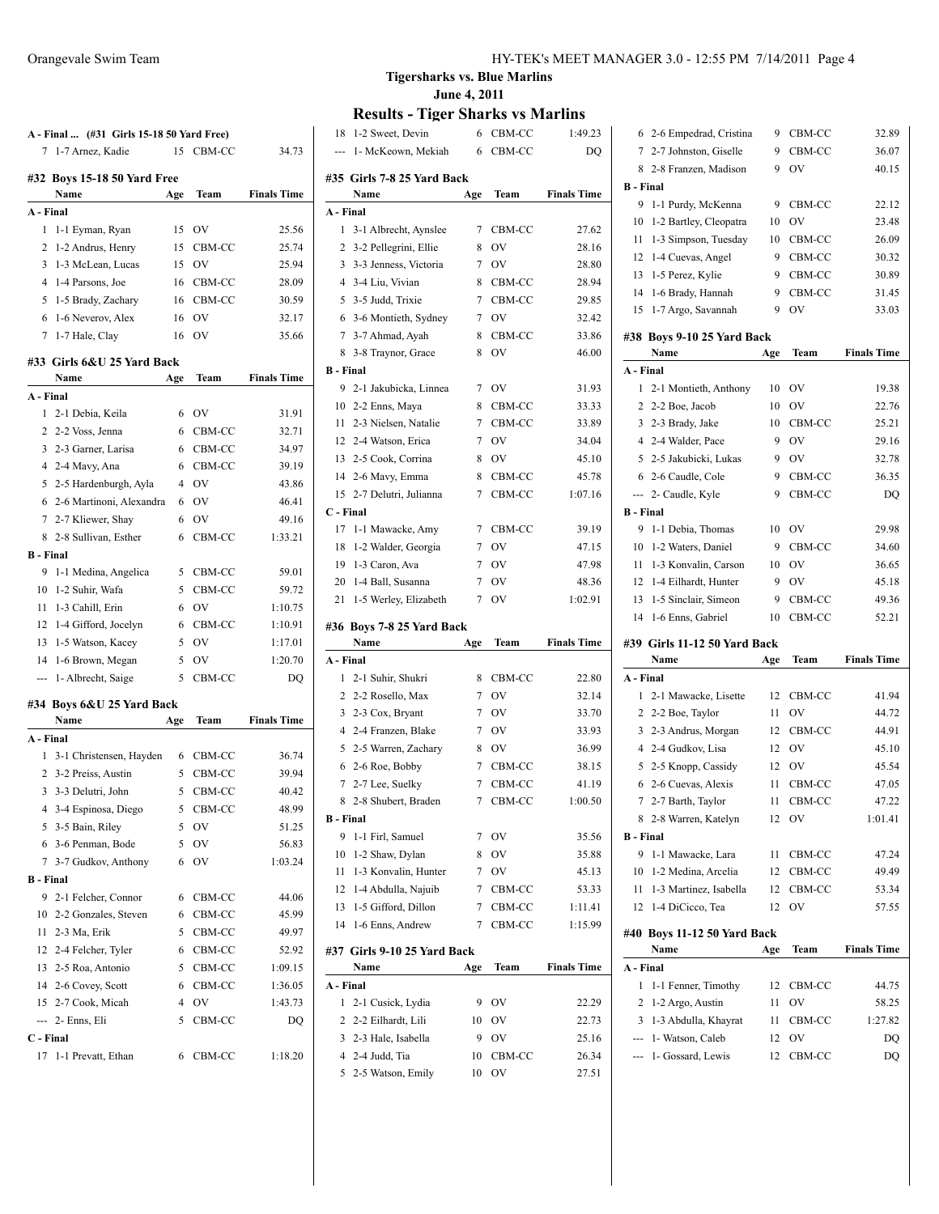**Tigersharks vs. Blue Marlins**

**June 4, 2011**

## Results - Tiger Sharks vs Marlins

**A - Final ... (#31 Girls 15-18 50 Yard Free)**

| | | Age | Team | Finals Time |
|---|---|---|---|---|
| 7 | 1-7 Arnez, Kadie | 15 | CBM-CC | 34.73 |

### #32 Boys 15-18 50 Yard Free

| | Name | Age | Team | Finals Time |
|---|---|---|---|---|
| **A - Final** | | | | |
| 1 | 1-1 Eyman, Ryan | 15 | OV | 25.56 |
| 2 | 1-2 Andrus, Henry | 15 | CBM-CC | 25.74 |
| 3 | 1-3 McLean, Lucas | 15 | OV | 25.94 |
| 4 | 1-4 Parsons, Joe | 16 | CBM-CC | 28.09 |
| 5 | 1-5 Brady, Zachary | 16 | CBM-CC | 30.59 |
| 6 | 1-6 Neverov, Alex | 16 | OV | 32.17 |
| 7 | 1-7 Hale, Clay | 16 | OV | 35.66 |

### #33 Girls 6&U 25 Yard Back

| | Name | Age | Team | Finals Time |
|---|---|---|---|---|
| **A - Final** | | | | |
| 1 | 2-1 Debia, Keila | 6 | OV | 31.91 |
| 2 | 2-2 Voss, Jenna | 6 | CBM-CC | 32.71 |
| 3 | 2-3 Garner, Larisa | 6 | CBM-CC | 34.97 |
| 4 | 2-4 Mavy, Ana | 6 | CBM-CC | 39.19 |
| 5 | 2-5 Hardenburgh, Ayla | 4 | OV | 43.86 |
| 6 | 2-6 Martinoni, Alexandra | 6 | OV | 46.41 |
| 7 | 2-7 Kliewer, Shay | 6 | OV | 49.16 |
| 8 | 2-8 Sullivan, Esther | 6 | CBM-CC | 1:33.21 |
| **B - Final** | | | | |
| 9 | 1-1 Medina, Angelica | 5 | CBM-CC | 59.01 |
| 10 | 1-2 Suhir, Wafa | 5 | CBM-CC | 59.72 |
| 11 | 1-3 Cahill, Erin | 6 | OV | 1:10.75 |
| 12 | 1-4 Gifford, Jocelyn | 6 | CBM-CC | 1:10.91 |
| 13 | 1-5 Watson, Kacey | 5 | OV | 1:17.01 |
| 14 | 1-6 Brown, Megan | 5 | OV | 1:20.70 |
| --- | 1- Albrecht, Saige | 5 | CBM-CC | DQ |

### #34 Boys 6&U 25 Yard Back

| | Name | Age | Team | Finals Time |
|---|---|---|---|---|
| **A - Final** | | | | |
| 1 | 3-1 Christensen, Hayden | 6 | CBM-CC | 36.74 |
| 2 | 3-2 Preiss, Austin | 5 | CBM-CC | 39.94 |
| 3 | 3-3 Delutri, John | 5 | CBM-CC | 40.42 |
| 4 | 3-4 Espinosa, Diego | 5 | CBM-CC | 48.99 |
| 5 | 3-5 Bain, Riley | 5 | OV | 51.25 |
| 6 | 3-6 Penman, Bode | 5 | OV | 56.83 |
| 7 | 3-7 Gudkov, Anthony | 6 | OV | 1:03.24 |
| **B - Final** | | | | |
| 9 | 2-1 Felcher, Connor | 6 | CBM-CC | 44.06 |
| 10 | 2-2 Gonzales, Steven | 6 | CBM-CC | 45.99 |
| 11 | 2-3 Ma, Erik | 5 | CBM-CC | 49.97 |
| 12 | 2-4 Felcher, Tyler | 6 | CBM-CC | 52.92 |
| 13 | 2-5 Roa, Antonio | 5 | CBM-CC | 1:09.15 |
| 14 | 2-6 Covey, Scott | 6 | CBM-CC | 1:36.05 |
| 15 | 2-7 Cook, Micah | 4 | OV | 1:43.73 |
| --- | 2- Enns, Eli | 5 | CBM-CC | DQ |
| **C - Final** | | | | |
| 17 | 1-1 Prevatt, Ethan | 6 | CBM-CC | 1:18.20 |
| 18 | 1-2 Sweet, Devin | 6 | CBM-CC | 1:49.23 |
| --- | 1- McKeown, Mekiah | 6 | CBM-CC | DQ |

### #35 Girls 7-8 25 Yard Back

| | Name | Age | Team | Finals Time |
|---|---|---|---|---|
| **A - Final** | | | | |
| 1 | 3-1 Albrecht, Aynslee | 7 | CBM-CC | 27.62 |
| 2 | 3-2 Pellegrini, Ellie | 8 | OV | 28.16 |
| 3 | 3-3 Jenness, Victoria | 7 | OV | 28.80 |
| 4 | 3-4 Liu, Vivian | 8 | CBM-CC | 28.94 |
| 5 | 3-5 Judd, Trixie | 7 | CBM-CC | 29.85 |
| 6 | 3-6 Montieth, Sydney | 7 | OV | 32.42 |
| 7 | 3-7 Ahmad, Ayah | 8 | CBM-CC | 33.86 |
| 8 | 3-8 Traynor, Grace | 8 | OV | 46.00 |
| **B - Final** | | | | |
| 9 | 2-1 Jakubicka, Linnea | 7 | OV | 31.93 |
| 10 | 2-2 Enns, Maya | 8 | CBM-CC | 33.33 |
| 11 | 2-3 Nielsen, Natalie | 7 | CBM-CC | 33.89 |
| 12 | 2-4 Watson, Erica | 7 | OV | 34.04 |
| 13 | 2-5 Cook, Corrina | 8 | OV | 45.10 |
| 14 | 2-6 Mavy, Emma | 8 | CBM-CC | 45.78 |
| 15 | 2-7 Delutri, Julianna | 7 | CBM-CC | 1:07.16 |
| **C - Final** | | | | |
| 17 | 1-1 Mawacke, Amy | 7 | CBM-CC | 39.19 |
| 18 | 1-2 Walder, Georgia | 7 | OV | 47.15 |
| 19 | 1-3 Caron, Ava | 7 | OV | 47.98 |
| 20 | 1-4 Ball, Susanna | 7 | OV | 48.36 |
| 21 | 1-5 Werley, Elizabeth | 7 | OV | 1:02.91 |

### #36 Boys 7-8 25 Yard Back

| | Name | Age | Team | Finals Time |
|---|---|---|---|---|
| **A - Final** | | | | |
| 1 | 2-1 Suhir, Shukri | 8 | CBM-CC | 22.80 |
| 2 | 2-2 Rosello, Max | 7 | OV | 32.14 |
| 3 | 2-3 Cox, Bryant | 7 | OV | 33.70 |
| 4 | 2-4 Franzen, Blake | 7 | OV | 33.93 |
| 5 | 2-5 Warren, Zachary | 8 | OV | 36.99 |
| 6 | 2-6 Roe, Bobby | 7 | CBM-CC | 38.15 |
| 7 | 2-7 Lee, Suelky | 7 | CBM-CC | 41.19 |
| 8 | 2-8 Shubert, Braden | 7 | CBM-CC | 1:00.50 |
| **B - Final** | | | | |
| 9 | 1-1 Firl, Samuel | 7 | OV | 35.56 |
| 10 | 1-2 Shaw, Dylan | 8 | OV | 35.88 |
| 11 | 1-3 Konvalin, Hunter | 7 | OV | 45.13 |
| 12 | 1-4 Abdulla, Najuib | 7 | CBM-CC | 53.33 |
| 13 | 1-5 Gifford, Dillon | 7 | CBM-CC | 1:11.41 |
| 14 | 1-6 Enns, Andrew | 7 | CBM-CC | 1:15.99 |

### #37 Girls 9-10 25 Yard Back

| | Name | Age | Team | Finals Time |
|---|---|---|---|---|
| **A - Final** | | | | |
| 1 | 2-1 Cusick, Lydia | 9 | OV | 22.29 |
| 2 | 2-2 Eilhardt, Lili | 10 | OV | 22.73 |
| 3 | 2-3 Hale, Isabella | 9 | OV | 25.16 |
| 4 | 2-4 Judd, Tia | 10 | CBM-CC | 26.34 |
| 5 | 2-5 Watson, Emily | 10 | OV | 27.51 |
| 6 | 2-6 Empedrad, Cristina | 9 | CBM-CC | 32.89 |
| 7 | 2-7 Johnston, Giselle | 9 | CBM-CC | 36.07 |
| 8 | 2-8 Franzen, Madison | 9 | OV | 40.15 |
| **B - Final** | | | | |
| 9 | 1-1 Purdy, McKenna | 9 | CBM-CC | 22.12 |
| 10 | 1-2 Bartley, Cleopatra | 10 | OV | 23.48 |
| 11 | 1-3 Simpson, Tuesday | 10 | CBM-CC | 26.09 |
| 12 | 1-4 Cuevas, Angel | 9 | CBM-CC | 30.32 |
| 13 | 1-5 Perez, Kylie | 9 | CBM-CC | 30.89 |
| 14 | 1-6 Brady, Hannah | 9 | CBM-CC | 31.45 |
| 15 | 1-7 Argo, Savannah | 9 | OV | 33.03 |

### #38 Boys 9-10 25 Yard Back

| | Name | Age | Team | Finals Time |
|---|---|---|---|---|
| **A - Final** | | | | |
| 1 | 2-1 Montieth, Anthony | 10 | OV | 19.38 |
| 2 | 2-2 Boe, Jacob | 10 | OV | 22.76 |
| 3 | 2-3 Brady, Jake | 10 | CBM-CC | 25.21 |
| 4 | 2-4 Walder, Pace | 9 | OV | 29.16 |
| 5 | 2-5 Jakubicki, Lukas | 9 | OV | 32.78 |
| 6 | 2-6 Caudle, Cole | 9 | CBM-CC | 36.35 |
| --- | 2- Caudle, Kyle | 9 | CBM-CC | DQ |
| **B - Final** | | | | |
| 9 | 1-1 Debia, Thomas | 10 | OV | 29.98 |
| 10 | 1-2 Waters, Daniel | 9 | CBM-CC | 34.60 |
| 11 | 1-3 Konvalin, Carson | 10 | OV | 36.65 |
| 12 | 1-4 Eilhardt, Hunter | 9 | OV | 45.18 |
| 13 | 1-5 Sinclair, Simeon | 9 | CBM-CC | 49.36 |
| 14 | 1-6 Enns, Gabriel | 10 | CBM-CC | 52.21 |

### #39 Girls 11-12 50 Yard Back

| | Name | Age | Team | Finals Time |
|---|---|---|---|---|
| **A - Final** | | | | |
| 1 | 2-1 Mawacke, Lisette | 12 | CBM-CC | 41.94 |
| 2 | 2-2 Boe, Taylor | 11 | OV | 44.72 |
| 3 | 2-3 Andrus, Morgan | 12 | CBM-CC | 44.91 |
| 4 | 2-4 Gudkov, Lisa | 12 | OV | 45.10 |
| 5 | 2-5 Knopp, Cassidy | 12 | OV | 45.54 |
| 6 | 2-6 Cuevas, Alexis | 11 | CBM-CC | 47.05 |
| 7 | 2-7 Barth, Taylor | 11 | CBM-CC | 47.22 |
| 8 | 2-8 Warren, Katelyn | 12 | OV | 1:01.41 |
| **B - Final** | | | | |
| 9 | 1-1 Mawacke, Lara | 11 | CBM-CC | 47.24 |
| 10 | 1-2 Medina, Arcelia | 12 | CBM-CC | 49.49 |
| 11 | 1-3 Martinez, Isabella | 12 | CBM-CC | 53.34 |
| 12 | 1-4 DiCicco, Tea | 12 | OV | 57.55 |

### #40 Boys 11-12 50 Yard Back

| | Name | Age | Team | Finals Time |
|---|---|---|---|---|
| **A - Final** | | | | |
| 1 | 1-1 Fenner, Timothy | 12 | CBM-CC | 44.75 |
| 2 | 1-2 Argo, Austin | 11 | OV | 58.25 |
| 3 | 1-3 Abdulla, Khayrat | 11 | CBM-CC | 1:27.82 |
| --- | 1- Watson, Caleb | 12 | OV | DQ |
| --- | 1- Gossard, Lewis | 12 | CBM-CC | DQ |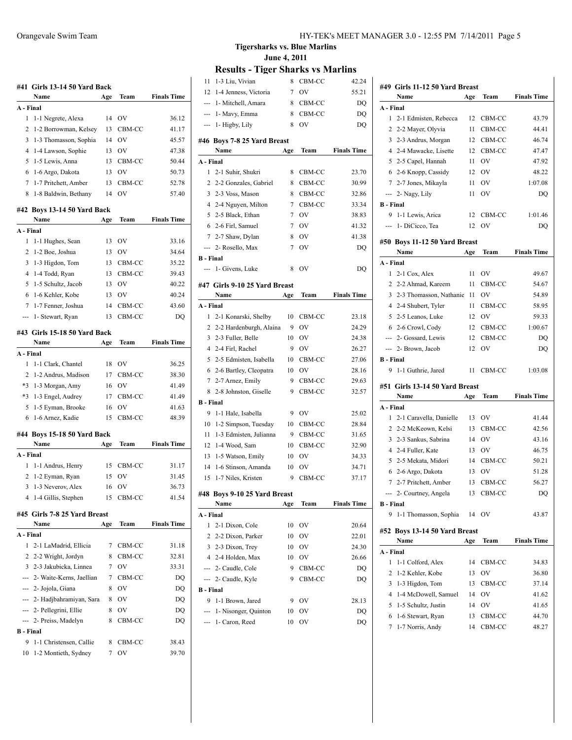## Tigersharks vs. Blue Marlins

**June 4, 2011**

# Results - Tiger Sharks vs Marlins

### #41 Girls 13-14 50 Yard Back

| | Name | Age | Team | Finals Time |
|---|---|---|---|---|
| **A - Final** | | | | |
| 1 | 1-1 Negrete, Alexa | 14 | OV | 36.12 |
| 2 | 1-2 Borrowman, Kelsey | 13 | CBM-CC | 41.17 |
| 3 | 1-3 Thomasson, Sophia | 14 | OV | 45.57 |
| 4 | 1-4 Lawson, Sophie | 13 | OV | 47.38 |
| 5 | 1-5 Lewis, Anna | 13 | CBM-CC | 50.44 |
| 6 | 1-6 Argo, Dakota | 13 | OV | 50.73 |
| 7 | 1-7 Pritchett, Amber | 13 | CBM-CC | 52.78 |
| 8 | 1-8 Baldwin, Bethany | 14 | OV | 57.40 |

### #42 Boys 13-14 50 Yard Back

| | Name | Age | Team | Finals Time |
|---|---|---|---|---|
| **A - Final** | | | | |
| 1 | 1-1 Hughes, Sean | 13 | OV | 33.16 |
| 2 | 1-2 Boe, Joshua | 13 | OV | 34.64 |
| 3 | 1-3 Higdon, Tom | 13 | CBM-CC | 35.22 |
| 4 | 1-4 Todd, Ryan | 13 | CBM-CC | 39.43 |
| 5 | 1-5 Schultz, Jacob | 13 | OV | 40.22 |
| 6 | 1-6 Kehler, Kobe | 13 | OV | 40.24 |
| 7 | 1-7 Fenner, Joshua | 14 | CBM-CC | 43.60 |
| --- | 1- Stewart, Ryan | 13 | CBM-CC | DQ |

### #43 Girls 15-18 50 Yard Back

| | Name | Age | Team | Finals Time |
|---|---|---|---|---|
| **A - Final** | | | | |
| 1 | 1-1 Clark, Chantel | 18 | OV | 36.25 |
| 2 | 1-2 Andrus, Madison | 17 | CBM-CC | 38.30 |
| *3 | 1-3 Morgan, Amy | 16 | OV | 41.49 |
| *3 | 1-3 Engel, Audrey | 17 | CBM-CC | 41.49 |
| 5 | 1-5 Eyman, Brooke | 16 | OV | 41.63 |
| 6 | 1-6 Arnez, Kadie | 15 | CBM-CC | 48.39 |

### #44 Boys 15-18 50 Yard Back

| | Name | Age | Team | Finals Time |
|---|---|---|---|---|
| **A - Final** | | | | |
| 1 | 1-1 Andrus, Henry | 15 | CBM-CC | 31.17 |
| 2 | 1-2 Eyman, Ryan | 15 | OV | 31.45 |
| 3 | 1-3 Neverov, Alex | 16 | OV | 36.73 |
| 4 | 1-4 Gillis, Stephen | 15 | CBM-CC | 41.54 |

### #45 Girls 7-8 25 Yard Breast

| | Name | Age | Team | Finals Time |
|---|---|---|---|---|
| **A - Final** | | | | |
| 1 | 2-1 LaMadrid, Ellicia | 7 | CBM-CC | 31.18 |
| 2 | 2-2 Wright, Jordyn | 8 | CBM-CC | 32.81 |
| 3 | 2-3 Jakubicka, Linnea | 7 | OV | 33.31 |
| --- | 2- Waite-Kerns, Jaellian | 7 | CBM-CC | DQ |
| --- | 2- Jojola, Giana | 8 | OV | DQ |
| --- | 2- Hadjbahramiyan, Sara | 8 | OV | DQ |
| --- | 2- Pellegrini, Ellie | 8 | OV | DQ |
| --- | 2- Preiss, Madelyn | 8 | CBM-CC | DQ |
| **B - Final** | | | | |
| 9 | 1-1 Christensen, Callie | 8 | CBM-CC | 38.43 |
| 10 | 1-2 Montieth, Sydney | 7 | OV | 39.70 |
| 11 | 1-3 Liu, Vivian | 8 | CBM-CC | 42.24 |
| 12 | 1-4 Jenness, Victoria | 7 | OV | 55.21 |
| --- | 1- Mitchell, Amara | 8 | CBM-CC | DQ |
| --- | 1- Mavy, Emma | 8 | CBM-CC | DQ |
| --- | 1- Higby, Lily | 8 | OV | DQ |

### #46 Boys 7-8 25 Yard Breast

| | Name | Age | Team | Finals Time |
|---|---|---|---|---|
| **A - Final** | | | | |
| 1 | 2-1 Suhir, Shukri | 8 | CBM-CC | 23.70 |
| 2 | 2-2 Gonzales, Gabriel | 8 | CBM-CC | 30.99 |
| 3 | 2-3 Voss, Mason | 8 | CBM-CC | 32.86 |
| 4 | 2-4 Nguyen, Milton | 7 | CBM-CC | 33.34 |
| 5 | 2-5 Black, Ethan | 7 | OV | 38.83 |
| 6 | 2-6 Firl, Samuel | 7 | OV | 41.32 |
| 7 | 2-7 Shaw, Dylan | 8 | OV | 41.38 |
| --- | 2- Rosello, Max | 7 | OV | DQ |
| **B - Final** | | | | |
| --- | 1- Givens, Luke | 8 | OV | DQ |

### #47 Girls 9-10 25 Yard Breast

| | Name | Age | Team | Finals Time |
|---|---|---|---|---|
| **A - Final** | | | | |
| 1 | 2-1 Konarski, Shelby | 10 | CBM-CC | 23.18 |
| 2 | 2-2 Hardenburgh, Alaina | 9 | OV | 24.29 |
| 3 | 2-3 Fuller, Belle | 10 | OV | 24.38 |
| 4 | 2-4 Firl, Rachel | 9 | OV | 26.27 |
| 5 | 2-5 Edmisten, Isabella | 10 | CBM-CC | 27.06 |
| 6 | 2-6 Bartley, Cleopatra | 10 | OV | 28.16 |
| 7 | 2-7 Arnez, Emily | 9 | CBM-CC | 29.63 |
| 8 | 2-8 Johnston, Giselle | 9 | CBM-CC | 32.57 |
| **B - Final** | | | | |
| 9 | 1-1 Hale, Isabella | 9 | OV | 25.02 |
| 10 | 1-2 Simpson, Tuesday | 10 | CBM-CC | 28.84 |
| 11 | 1-3 Edmisten, Julianna | 9 | CBM-CC | 31.65 |
| 12 | 1-4 Wood, Sam | 10 | CBM-CC | 32.90 |
| 13 | 1-5 Watson, Emily | 10 | OV | 34.33 |
| 14 | 1-6 Stinson, Amanda | 10 | OV | 34.71 |
| 15 | 1-7 Niles, Kristen | 9 | CBM-CC | 37.17 |

### #48 Boys 9-10 25 Yard Breast

| | Name | Age | Team | Finals Time |
|---|---|---|---|---|
| **A - Final** | | | | |
| 1 | 2-1 Dixon, Cole | 10 | OV | 20.64 |
| 2 | 2-2 Dixon, Parker | 10 | OV | 22.01 |
| 3 | 2-3 Dixon, Trey | 10 | OV | 24.30 |
| 4 | 2-4 Holden, Max | 10 | OV | 26.66 |
| --- | 2- Caudle, Cole | 9 | CBM-CC | DQ |
| --- | 2- Caudle, Kyle | 9 | CBM-CC | DQ |
| **B - Final** | | | | |
| 9 | 1-1 Brown, Jared | 9 | OV | 28.13 |
| --- | 1- Nisonger, Quinton | 10 | OV | DQ |
| --- | 1- Caron, Reed | 10 | OV | DQ |

### #49 Girls 11-12 50 Yard Breast

| | Name | Age | Team | Finals Time |
|---|---|---|---|---|
| **A - Final** | | | | |
| 1 | 2-1 Edmisten, Rebecca | 12 | CBM-CC | 43.79 |
| 2 | 2-2 Mayer, Olyvia | 11 | CBM-CC | 44.41 |
| 3 | 2-3 Andrus, Morgan | 12 | CBM-CC | 46.74 |
| 4 | 2-4 Mawacke, Lisette | 12 | CBM-CC | 47.47 |
| 5 | 2-5 Capel, Hannah | 11 | OV | 47.92 |
| 6 | 2-6 Knopp, Cassidy | 12 | OV | 48.22 |
| 7 | 2-7 Jones, Mikayla | 11 | OV | 1:07.08 |
| --- | 2- Nagy, Lily | 11 | OV | DQ |
| **B - Final** | | | | |
| 9 | 1-1 Lewis, Arica | 12 | CBM-CC | 1:01.46 |
| --- | 1- DiCicco, Tea | 12 | OV | DQ |

### #50 Boys 11-12 50 Yard Breast

| | Name | Age | Team | Finals Time |
|---|---|---|---|---|
| **A - Final** | | | | |
| 1 | 2-1 Cox, Alex | 11 | OV | 49.67 |
| 2 | 2-2 Ahmad, Kareem | 11 | CBM-CC | 54.67 |
| 3 | 2-3 Thomasson, Nathanie | 11 | OV | 54.89 |
| 4 | 2-4 Shubert, Tyler | 11 | CBM-CC | 58.95 |
| 5 | 2-5 Leanos, Luke | 12 | OV | 59.33 |
| 6 | 2-6 Crowl, Cody | 12 | CBM-CC | 1:00.67 |
| --- | 2- Gossard, Lewis | 12 | CBM-CC | DQ |
| --- | 2- Brown, Jacob | 12 | OV | DQ |
| **B - Final** | | | | |
| 9 | 1-1 Guthrie, Jared | 11 | CBM-CC | 1:03.08 |

### #51 Girls 13-14 50 Yard Breast

| | Name | Age | Team | Finals Time |
|---|---|---|---|---|
| **A - Final** | | | | |
| 1 | 2-1 Caravella, Danielle | 13 | OV | 41.44 |
| 2 | 2-2 McKeown, Kelsi | 13 | CBM-CC | 42.56 |
| 3 | 2-3 Sankus, Sabrina | 14 | OV | 43.16 |
| 4 | 2-4 Fuller, Kate | 13 | OV | 46.75 |
| 5 | 2-5 Mekata, Midori | 14 | CBM-CC | 50.21 |
| 6 | 2-6 Argo, Dakota | 13 | OV | 51.28 |
| 7 | 2-7 Pritchett, Amber | 13 | CBM-CC | 56.27 |
| --- | 2- Courtney, Angela | 13 | CBM-CC | DQ |
| **B - Final** | | | | |
| 9 | 1-1 Thomasson, Sophia | 14 | OV | 43.87 |

### #52 Boys 13-14 50 Yard Breast

| | Name | Age | Team | Finals Time |
|---|---|---|---|---|
| **A - Final** | | | | |
| 1 | 1-1 Colford, Alex | 14 | CBM-CC | 34.83 |
| 2 | 1-2 Kehler, Kobe | 13 | OV | 36.80 |
| 3 | 1-3 Higdon, Tom | 13 | CBM-CC | 37.14 |
| 4 | 1-4 McDowell, Samuel | 14 | OV | 41.62 |
| 5 | 1-5 Schultz, Justin | 14 | OV | 41.65 |
| 6 | 1-6 Stewart, Ryan | 13 | CBM-CC | 44.70 |
| 7 | 1-7 Norris, Andy | 14 | CBM-CC | 48.27 |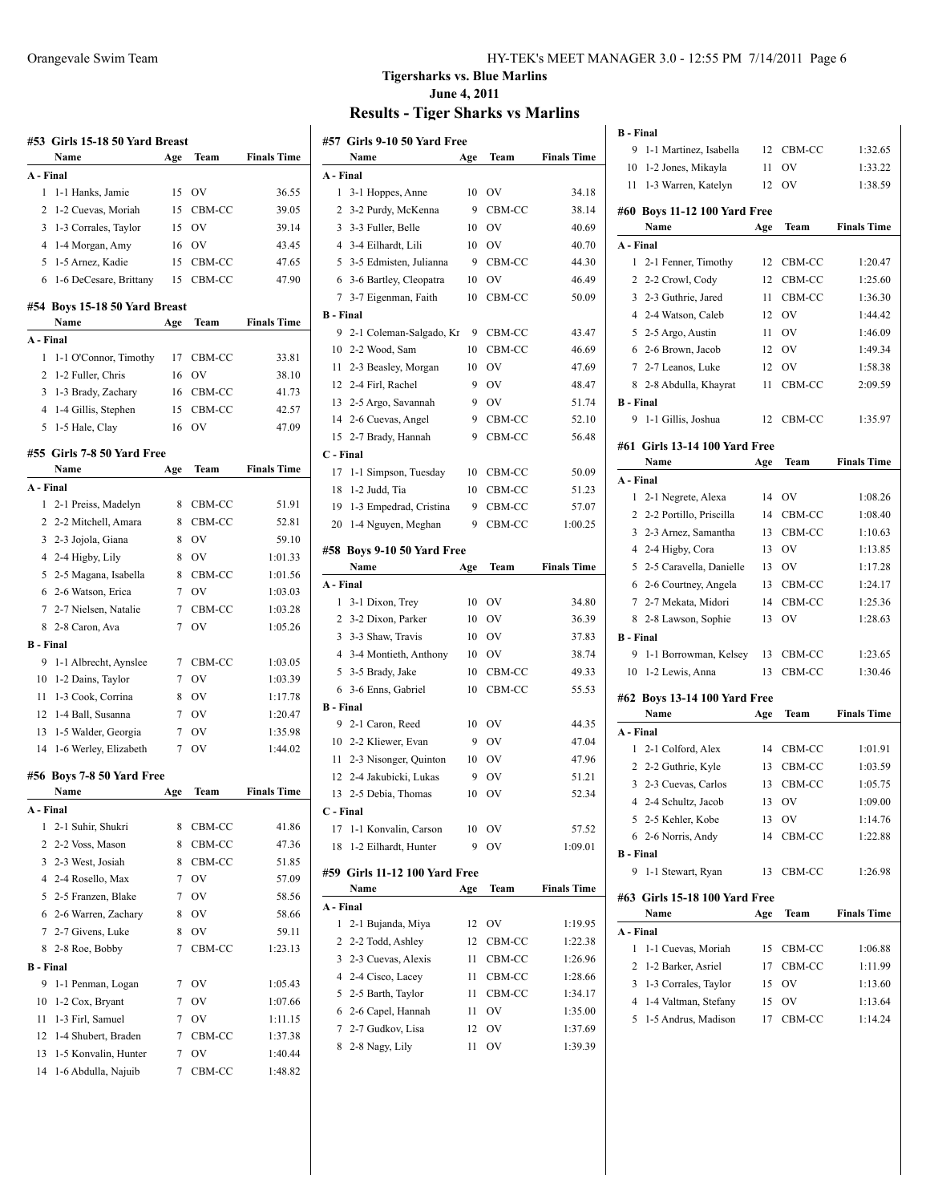## Tigersharks vs. Blue Marlins

**June 4, 2011**

# Results - Tiger Sharks vs Marlins

### #53 Girls 15-18 50 Yard Breast

| | Name | Age | Team | Finals Time |
|---|---|---|---|---|
| **A - Final** | | | | |
| 1 | 1-1 Hanks, Jamie | 15 | OV | 36.55 |
| 2 | 1-2 Cuevas, Moriah | 15 | CBM-CC | 39.05 |
| 3 | 1-3 Corrales, Taylor | 15 | OV | 39.14 |
| 4 | 1-4 Morgan, Amy | 16 | OV | 43.45 |
| 5 | 1-5 Arnez, Kadie | 15 | CBM-CC | 47.65 |
| 6 | 1-6 DeCesare, Brittany | 15 | CBM-CC | 47.90 |

### #54 Boys 15-18 50 Yard Breast

| | Name | Age | Team | Finals Time |
|---|---|---|---|---|
| **A - Final** | | | | |
| 1 | 1-1 O'Connor, Timothy | 17 | CBM-CC | 33.81 |
| 2 | 1-2 Fuller, Chris | 16 | OV | 38.10 |
| 3 | 1-3 Brady, Zachary | 16 | CBM-CC | 41.73 |
| 4 | 1-4 Gillis, Stephen | 15 | CBM-CC | 42.57 |
| 5 | 1-5 Hale, Clay | 16 | OV | 47.09 |

### #55 Girls 7-8 50 Yard Free

| | Name | Age | Team | Finals Time |
|---|---|---|---|---|
| **A - Final** | | | | |
| 1 | 2-1 Preiss, Madelyn | 8 | CBM-CC | 51.91 |
| 2 | 2-2 Mitchell, Amara | 8 | CBM-CC | 52.81 |
| 3 | 2-3 Jojola, Giana | 8 | OV | 59.10 |
| 4 | 2-4 Higby, Lily | 8 | OV | 1:01.33 |
| 5 | 2-5 Magana, Isabella | 8 | CBM-CC | 1:01.56 |
| 6 | 2-6 Watson, Erica | 7 | OV | 1:03.03 |
| 7 | 2-7 Nielsen, Natalie | 7 | CBM-CC | 1:03.28 |
| 8 | 2-8 Caron, Ava | 7 | OV | 1:05.26 |
| **B - Final** | | | | |
| 9 | 1-1 Albrecht, Aynslee | 7 | CBM-CC | 1:03.05 |
| 10 | 1-2 Dains, Taylor | 7 | OV | 1:03.39 |
| 11 | 1-3 Cook, Corrina | 8 | OV | 1:17.78 |
| 12 | 1-4 Ball, Susanna | 7 | OV | 1:20.47 |
| 13 | 1-5 Walder, Georgia | 7 | OV | 1:35.98 |
| 14 | 1-6 Werley, Elizabeth | 7 | OV | 1:44.02 |

### #56 Boys 7-8 50 Yard Free

| | Name | Age | Team | Finals Time |
|---|---|---|---|---|
| **A - Final** | | | | |
| 1 | 2-1 Suhir, Shukri | 8 | CBM-CC | 41.86 |
| 2 | 2-2 Voss, Mason | 8 | CBM-CC | 47.36 |
| 3 | 2-3 West, Josiah | 8 | CBM-CC | 51.85 |
| 4 | 2-4 Rosello, Max | 7 | OV | 57.09 |
| 5 | 2-5 Franzen, Blake | 7 | OV | 58.56 |
| 6 | 2-6 Warren, Zachary | 8 | OV | 58.66 |
| 7 | 2-7 Givens, Luke | 8 | OV | 59.11 |
| 8 | 2-8 Roe, Bobby | 7 | CBM-CC | 1:23.13 |
| **B - Final** | | | | |
| 9 | 1-1 Penman, Logan | 7 | OV | 1:05.43 |
| 10 | 1-2 Cox, Bryant | 7 | OV | 1:07.66 |
| 11 | 1-3 Firl, Samuel | 7 | OV | 1:11.15 |
| 12 | 1-4 Shubert, Braden | 7 | CBM-CC | 1:37.38 |
| 13 | 1-5 Konvalin, Hunter | 7 | OV | 1:40.44 |
| 14 | 1-6 Abdulla, Najuib | 7 | CBM-CC | 1:48.82 |

### #57 Girls 9-10 50 Yard Free

| | Name | Age | Team | Finals Time |
|---|---|---|---|---|
| **A - Final** | | | | |
| 1 | 3-1 Hoppes, Anne | 10 | OV | 34.18 |
| 2 | 3-2 Purdy, McKenna | 9 | CBM-CC | 38.14 |
| 3 | 3-3 Fuller, Belle | 10 | OV | 40.69 |
| 4 | 3-4 Eilhardt, Lili | 10 | OV | 40.70 |
| 5 | 3-5 Edmisten, Julianna | 9 | CBM-CC | 44.30 |
| 6 | 3-6 Bartley, Cleopatra | 10 | OV | 46.49 |
| 7 | 3-7 Eigenman, Faith | 10 | CBM-CC | 50.09 |
| **B - Final** | | | | |
| 9 | 2-1 Coleman-Salgado, Kr | 9 | CBM-CC | 43.47 |
| 10 | 2-2 Wood, Sam | 10 | CBM-CC | 46.69 |
| 11 | 2-3 Beasley, Morgan | 10 | OV | 47.69 |
| 12 | 2-4 Firl, Rachel | 9 | OV | 48.47 |
| 13 | 2-5 Argo, Savannah | 9 | OV | 51.74 |
| 14 | 2-6 Cuevas, Angel | 9 | CBM-CC | 52.10 |
| 15 | 2-7 Brady, Hannah | 9 | CBM-CC | 56.48 |
| **C - Final** | | | | |
| 17 | 1-1 Simpson, Tuesday | 10 | CBM-CC | 50.09 |
| 18 | 1-2 Judd, Tia | 10 | CBM-CC | 51.23 |
| 19 | 1-3 Empedrad, Cristina | 9 | CBM-CC | 57.07 |
| 20 | 1-4 Nguyen, Meghan | 9 | CBM-CC | 1:00.25 |

### #58 Boys 9-10 50 Yard Free

| | Name | Age | Team | Finals Time |
|---|---|---|---|---|
| **A - Final** | | | | |
| 1 | 3-1 Dixon, Trey | 10 | OV | 34.80 |
| 2 | 3-2 Dixon, Parker | 10 | OV | 36.39 |
| 3 | 3-3 Shaw, Travis | 10 | OV | 37.83 |
| 4 | 3-4 Montieth, Anthony | 10 | OV | 38.74 |
| 5 | 3-5 Brady, Jake | 10 | CBM-CC | 49.33 |
| 6 | 3-6 Enns, Gabriel | 10 | CBM-CC | 55.53 |
| **B - Final** | | | | |
| 9 | 2-1 Caron, Reed | 10 | OV | 44.35 |
| 10 | 2-2 Kliewer, Evan | 9 | OV | 47.04 |
| 11 | 2-3 Nisonger, Quinton | 10 | OV | 47.96 |
| 12 | 2-4 Jakubicki, Lukas | 9 | OV | 51.21 |
| 13 | 2-5 Debia, Thomas | 10 | OV | 52.34 |
| **C - Final** | | | | |
| 17 | 1-1 Konvalin, Carson | 10 | OV | 57.52 |
| 18 | 1-2 Eilhardt, Hunter | 9 | OV | 1:09.01 |

### #59 Girls 11-12 100 Yard Free

| | Name | Age | Team | Finals Time |
|---|---|---|---|---|
| **A - Final** | | | | |
| 1 | 2-1 Bujanda, Miya | 12 | OV | 1:19.95 |
| 2 | 2-2 Todd, Ashley | 12 | CBM-CC | 1:22.38 |
| 3 | 2-3 Cuevas, Alexis | 11 | CBM-CC | 1:26.96 |
| 4 | 2-4 Cisco, Lacey | 11 | CBM-CC | 1:28.66 |
| 5 | 2-5 Barth, Taylor | 11 | CBM-CC | 1:34.17 |
| 6 | 2-6 Capel, Hannah | 11 | OV | 1:35.00 |
| 7 | 2-7 Gudkov, Lisa | 12 | OV | 1:37.69 |
| 8 | 2-8 Nagy, Lily | 11 | OV | 1:39.39 |
| **B - Final** | | | | |
| 9 | 1-1 Martinez, Isabella | 12 | CBM-CC | 1:32.65 |
| 10 | 1-2 Jones, Mikayla | 11 | OV | 1:33.22 |
| 11 | 1-3 Warren, Katelyn | 12 | OV | 1:38.59 |

### #60 Boys 11-12 100 Yard Free

| | Name | Age | Team | Finals Time |
|---|---|---|---|---|
| **A - Final** | | | | |
| 1 | 2-1 Fenner, Timothy | 12 | CBM-CC | 1:20.47 |
| 2 | 2-2 Crowl, Cody | 12 | CBM-CC | 1:25.60 |
| 3 | 2-3 Guthrie, Jared | 11 | CBM-CC | 1:36.30 |
| 4 | 2-4 Watson, Caleb | 12 | OV | 1:44.42 |
| 5 | 2-5 Argo, Austin | 11 | OV | 1:46.09 |
| 6 | 2-6 Brown, Jacob | 12 | OV | 1:49.34 |
| 7 | 2-7 Leanos, Luke | 12 | OV | 1:58.38 |
| 8 | 2-8 Abdulla, Khayrat | 11 | CBM-CC | 2:09.59 |
| **B - Final** | | | | |
| 9 | 1-1 Gillis, Joshua | 12 | CBM-CC | 1:35.97 |

### #61 Girls 13-14 100 Yard Free

| | Name | Age | Team | Finals Time |
|---|---|---|---|---|
| **A - Final** | | | | |
| 1 | 2-1 Negrete, Alexa | 14 | OV | 1:08.26 |
| 2 | 2-2 Portillo, Priscilla | 14 | CBM-CC | 1:08.40 |
| 3 | 2-3 Arnez, Samantha | 13 | CBM-CC | 1:10.63 |
| 4 | 2-4 Higby, Cora | 13 | OV | 1:13.85 |
| 5 | 2-5 Caravella, Danielle | 13 | OV | 1:17.28 |
| 6 | 2-6 Courtney, Angela | 13 | CBM-CC | 1:24.17 |
| 7 | 2-7 Mekata, Midori | 14 | CBM-CC | 1:25.36 |
| 8 | 2-8 Lawson, Sophie | 13 | OV | 1:28.63 |
| **B - Final** | | | | |
| 9 | 1-1 Borrowman, Kelsey | 13 | CBM-CC | 1:23.65 |
| 10 | 1-2 Lewis, Anna | 13 | CBM-CC | 1:30.46 |

### #62 Boys 13-14 100 Yard Free

| | Name | Age | Team | Finals Time |
|---|---|---|---|---|
| **A - Final** | | | | |
| 1 | 2-1 Colford, Alex | 14 | CBM-CC | 1:01.91 |
| 2 | 2-2 Guthrie, Kyle | 13 | CBM-CC | 1:03.59 |
| 3 | 2-3 Cuevas, Carlos | 13 | CBM-CC | 1:05.75 |
| 4 | 2-4 Schultz, Jacob | 13 | OV | 1:09.00 |
| 5 | 2-5 Kehler, Kobe | 13 | OV | 1:14.76 |
| 6 | 2-6 Norris, Andy | 14 | CBM-CC | 1:22.88 |
| **B - Final** | | | | |
| 9 | 1-1 Stewart, Ryan | 13 | CBM-CC | 1:26.98 |

### #63 Girls 15-18 100 Yard Free

| | Name | Age | Team | Finals Time |
|---|---|---|---|---|
| **A - Final** | | | | |
| 1 | 1-1 Cuevas, Moriah | 15 | CBM-CC | 1:06.88 |
| 2 | 1-2 Barker, Asriel | 17 | CBM-CC | 1:11.99 |
| 3 | 1-3 Corrales, Taylor | 15 | OV | 1:13.60 |
| 4 | 1-4 Valtman, Stefany | 15 | OV | 1:13.64 |
| 5 | 1-5 Andrus, Madison | 17 | CBM-CC | 1:14.24 |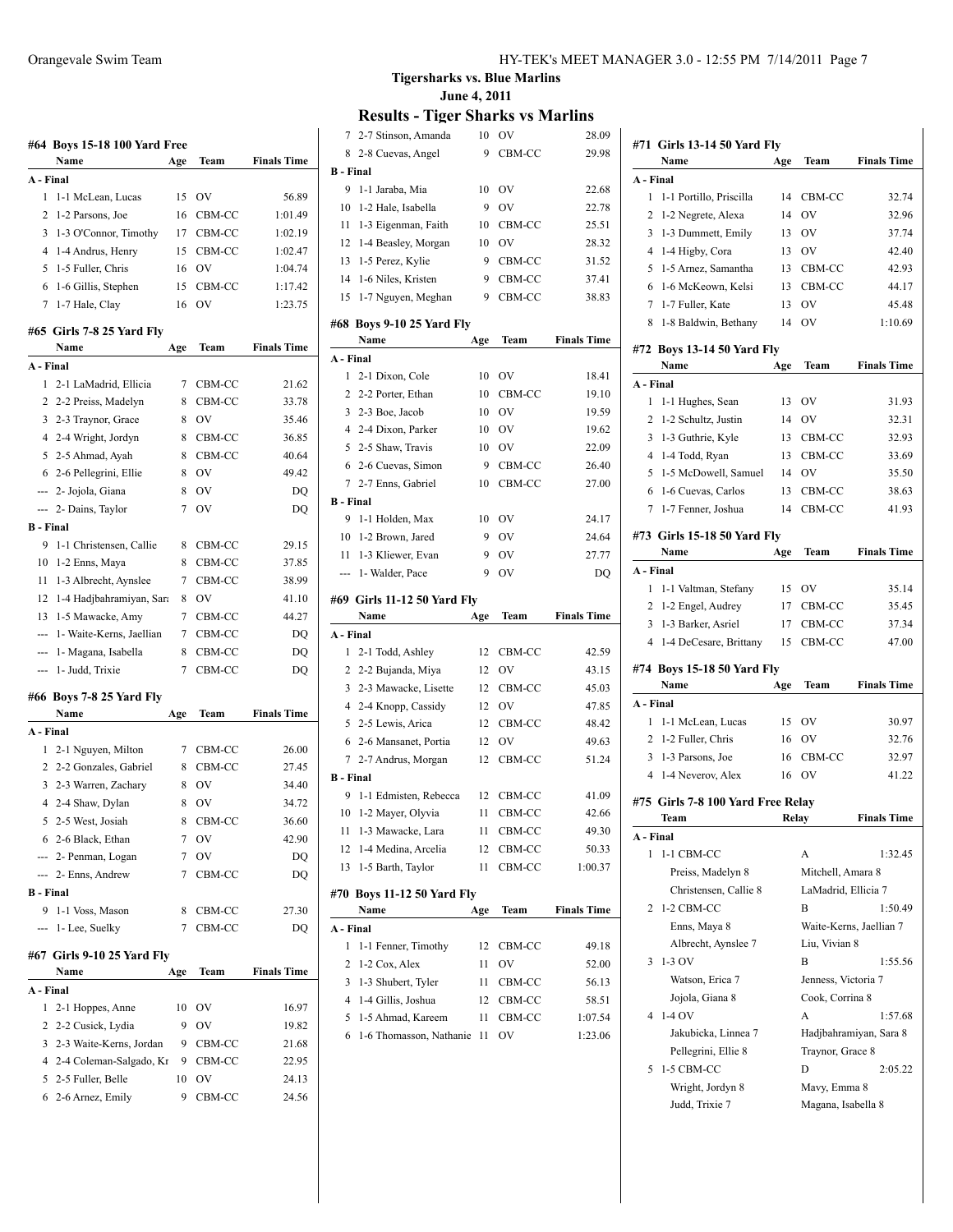# Tigersharks vs. Blue Marlins

## June 4, 2011

## Results - Tiger Sharks vs Marlins

### #64 Boys 15-18 100 Yard Free

| | Name | Age | Team | Finals Time |
|---|---|---|---|---|
| **A - Final** | | | | |
| 1 | 1-1 McLean, Lucas | 15 | OV | 56.89 |
| 2 | 1-2 Parsons, Joe | 16 | CBM-CC | 1:01.49 |
| 3 | 1-3 O'Connor, Timothy | 17 | CBM-CC | 1:02.19 |
| 4 | 1-4 Andrus, Henry | 15 | CBM-CC | 1:02.47 |
| 5 | 1-5 Fuller, Chris | 16 | OV | 1:04.74 |
| 6 | 1-6 Gillis, Stephen | 15 | CBM-CC | 1:17.42 |
| 7 | 1-7 Hale, Clay | 16 | OV | 1:23.75 |

### #65 Girls 7-8 25 Yard Fly

| | Name | Age | Team | Finals Time |
|---|---|---|---|---|
| **A - Final** | | | | |
| 1 | 2-1 LaMadrid, Ellicia | 7 | CBM-CC | 21.62 |
| 2 | 2-2 Preiss, Madelyn | 8 | CBM-CC | 33.78 |
| 3 | 2-3 Traynor, Grace | 8 | OV | 35.46 |
| 4 | 2-4 Wright, Jordyn | 8 | CBM-CC | 36.85 |
| 5 | 2-5 Ahmad, Ayah | 8 | CBM-CC | 40.64 |
| 6 | 2-6 Pellegrini, Ellie | 8 | OV | 49.42 |
| --- | 2- Jojola, Giana | 8 | OV | DQ |
| --- | 2- Dains, Taylor | 7 | OV | DQ |
| **B - Final** | | | | |
| 9 | 1-1 Christensen, Callie | 8 | CBM-CC | 29.15 |
| 10 | 1-2 Enns, Maya | 8 | CBM-CC | 37.85 |
| 11 | 1-3 Albrecht, Aynslee | 7 | CBM-CC | 38.99 |
| 12 | 1-4 Hadjbahramiyan, Sara | 8 | OV | 41.10 |
| 13 | 1-5 Mawacke, Amy | 7 | CBM-CC | 44.27 |
| --- | 1- Waite-Kerns, Jaellian | 7 | CBM-CC | DQ |
| --- | 1- Magana, Isabella | 8 | CBM-CC | DQ |
| --- | 1- Judd, Trixie | 7 | CBM-CC | DQ |

### #66 Boys 7-8 25 Yard Fly

| | Name | Age | Team | Finals Time |
|---|---|---|---|---|
| **A - Final** | | | | |
| 1 | 2-1 Nguyen, Milton | 7 | CBM-CC | 26.00 |
| 2 | 2-2 Gonzales, Gabriel | 8 | CBM-CC | 27.45 |
| 3 | 2-3 Warren, Zachary | 8 | OV | 34.40 |
| 4 | 2-4 Shaw, Dylan | 8 | OV | 34.72 |
| 5 | 2-5 West, Josiah | 8 | CBM-CC | 36.60 |
| 6 | 2-6 Black, Ethan | 7 | OV | 42.90 |
| --- | 2- Penman, Logan | 7 | OV | DQ |
| --- | 2- Enns, Andrew | 7 | CBM-CC | DQ |
| **B - Final** | | | | |
| 9 | 1-1 Voss, Mason | 8 | CBM-CC | 27.30 |
| --- | 1- Lee, Suelky | 7 | CBM-CC | DQ |

### #67 Girls 9-10 25 Yard Fly

| | Name | Age | Team | Finals Time |
|---|---|---|---|---|
| **A - Final** | | | | |
| 1 | 2-1 Hoppes, Anne | 10 | OV | 16.97 |
| 2 | 2-2 Cusick, Lydia | 9 | OV | 19.82 |
| 3 | 2-3 Waite-Kerns, Jordan | 9 | CBM-CC | 21.68 |
| 4 | 2-4 Coleman-Salgado, Kr | 9 | CBM-CC | 22.95 |
| 5 | 2-5 Fuller, Belle | 10 | OV | 24.13 |
| 6 | 2-6 Arnez, Emily | 9 | CBM-CC | 24.56 |
| 7 | 2-7 Stinson, Amanda | 10 | OV | 28.09 |
| 8 | 2-8 Cuevas, Angel | 9 | CBM-CC | 29.98 |
| **B - Final** | | | | |
| 9 | 1-1 Jaraba, Mia | 10 | OV | 22.68 |
| 10 | 1-2 Hale, Isabella | 9 | OV | 22.78 |
| 11 | 1-3 Eigenman, Faith | 10 | CBM-CC | 25.51 |
| 12 | 1-4 Beasley, Morgan | 10 | OV | 28.32 |
| 13 | 1-5 Perez, Kylie | 9 | CBM-CC | 31.52 |
| 14 | 1-6 Niles, Kristen | 9 | CBM-CC | 37.41 |
| 15 | 1-7 Nguyen, Meghan | 9 | CBM-CC | 38.83 |

### #68 Boys 9-10 25 Yard Fly

| | Name | Age | Team | Finals Time |
|---|---|---|---|---|
| **A - Final** | | | | |
| 1 | 2-1 Dixon, Cole | 10 | OV | 18.41 |
| 2 | 2-2 Porter, Ethan | 10 | CBM-CC | 19.10 |
| 3 | 2-3 Boe, Jacob | 10 | OV | 19.59 |
| 4 | 2-4 Dixon, Parker | 10 | OV | 19.62 |
| 5 | 2-5 Shaw, Travis | 10 | OV | 22.09 |
| 6 | 2-6 Cuevas, Simon | 9 | CBM-CC | 26.40 |
| 7 | 2-7 Enns, Gabriel | 10 | CBM-CC | 27.00 |
| **B - Final** | | | | |
| 9 | 1-1 Holden, Max | 10 | OV | 24.17 |
| 10 | 1-2 Brown, Jared | 9 | OV | 24.64 |
| 11 | 1-3 Kliewer, Evan | 9 | OV | 27.77 |
| --- | 1- Walder, Pace | 9 | OV | DQ |

### #69 Girls 11-12 50 Yard Fly

| | Name | Age | Team | Finals Time |
|---|---|---|---|---|
| **A - Final** | | | | |
| 1 | 2-1 Todd, Ashley | 12 | CBM-CC | 42.59 |
| 2 | 2-2 Bujanda, Miya | 12 | OV | 43.15 |
| 3 | 2-3 Mawacke, Lisette | 12 | CBM-CC | 45.03 |
| 4 | 2-4 Knopp, Cassidy | 12 | OV | 47.85 |
| 5 | 2-5 Lewis, Arica | 12 | CBM-CC | 48.42 |
| 6 | 2-6 Mansanet, Portia | 12 | OV | 49.63 |
| 7 | 2-7 Andrus, Morgan | 12 | CBM-CC | 51.24 |
| **B - Final** | | | | |
| 9 | 1-1 Edmisten, Rebecca | 12 | CBM-CC | 41.09 |
| 10 | 1-2 Mayer, Olyvia | 11 | CBM-CC | 42.66 |
| 11 | 1-3 Mawacke, Lara | 11 | CBM-CC | 49.30 |
| 12 | 1-4 Medina, Arcelia | 12 | CBM-CC | 50.33 |
| 13 | 1-5 Barth, Taylor | 11 | CBM-CC | 1:00.37 |

### #70 Boys 11-12 50 Yard Fly

| | Name | Age | Team | Finals Time |
|---|---|---|---|---|
| **A - Final** | | | | |
| 1 | 1-1 Fenner, Timothy | 12 | CBM-CC | 49.18 |
| 2 | 1-2 Cox, Alex | 11 | OV | 52.00 |
| 3 | 1-3 Shubert, Tyler | 11 | CBM-CC | 56.13 |
| 4 | 1-4 Gillis, Joshua | 12 | CBM-CC | 58.51 |
| 5 | 1-5 Ahmad, Kareem | 11 | CBM-CC | 1:07.54 |
| 6 | 1-6 Thomasson, Nathanie | 11 | OV | 1:23.06 |

### #71 Girls 13-14 50 Yard Fly

| | Name | Age | Team | Finals Time |
|---|---|---|---|---|
| **A - Final** | | | | |
| 1 | 1-1 Portillo, Priscilla | 14 | CBM-CC | 32.74 |
| 2 | 1-2 Negrete, Alexa | 14 | OV | 32.96 |
| 3 | 1-3 Dummett, Emily | 13 | OV | 37.74 |
| 4 | 1-4 Higby, Cora | 13 | OV | 42.40 |
| 5 | 1-5 Arnez, Samantha | 13 | CBM-CC | 42.93 |
| 6 | 1-6 McKeown, Kelsi | 13 | CBM-CC | 44.17 |
| 7 | 1-7 Fuller, Kate | 13 | OV | 45.48 |
| 8 | 1-8 Baldwin, Bethany | 14 | OV | 1:10.69 |

### #72 Boys 13-14 50 Yard Fly

| | Name | Age | Team | Finals Time |
|---|---|---|---|---|
| **A - Final** | | | | |
| 1 | 1-1 Hughes, Sean | 13 | OV | 31.93 |
| 2 | 1-2 Schultz, Justin | 14 | OV | 32.31 |
| 3 | 1-3 Guthrie, Kyle | 13 | CBM-CC | 32.93 |
| 4 | 1-4 Todd, Ryan | 13 | CBM-CC | 33.69 |
| 5 | 1-5 McDowell, Samuel | 14 | OV | 35.50 |
| 6 | 1-6 Cuevas, Carlos | 13 | CBM-CC | 38.63 |
| 7 | 1-7 Fenner, Joshua | 14 | CBM-CC | 41.93 |

### #73 Girls 15-18 50 Yard Fly

| | Name | Age | Team | Finals Time |
|---|---|---|---|---|
| **A - Final** | | | | |
| 1 | 1-1 Valtman, Stefany | 15 | OV | 35.14 |
| 2 | 1-2 Engel, Audrey | 17 | CBM-CC | 35.45 |
| 3 | 1-3 Barker, Asriel | 17 | CBM-CC | 37.34 |
| 4 | 1-4 DeCesare, Brittany | 15 | CBM-CC | 47.00 |

### #74 Boys 15-18 50 Yard Fly

| | Name | Age | Team | Finals Time |
|---|---|---|---|---|
| **A - Final** | | | | |
| 1 | 1-1 McLean, Lucas | 15 | OV | 30.97 |
| 2 | 1-2 Fuller, Chris | 16 | OV | 32.76 |
| 3 | 1-3 Parsons, Joe | 16 | CBM-CC | 32.97 |
| 4 | 1-4 Neverov, Alex | 16 | OV | 41.22 |

### #75 Girls 7-8 100 Yard Free Relay

| | Team | Relay | Finals Time |
|---|---|---|---|
| **A - Final** | | | |
| 1 | 1-1 CBM-CC | A | 1:32.45 |
| | Preiss, Madelyn 8 | Mitchell, Amara 8 | |
| | Christensen, Callie 8 | LaMadrid, Ellicia 7 | |
| 2 | 1-2 CBM-CC | B | 1:50.49 |
| | Enns, Maya 8 | Waite-Kerns, Jaellian 7 | |
| | Albrecht, Aynslee 7 | Liu, Vivian 8 | |
| 3 | 1-3 OV | B | 1:55.56 |
| | Watson, Erica 7 | Jenness, Victoria 7 | |
| | Jojola, Giana 8 | Cook, Corrina 8 | |
| 4 | 1-4 OV | A | 1:57.68 |
| | Jakubicka, Linnea 7 | Hadjbahramiyan, Sara 8 | |
| | Pellegrini, Ellie 8 | Traynor, Grace 8 | |
| 5 | 1-5 CBM-CC | D | 2:05.22 |
| | Wright, Jordyn 8 | Mavy, Emma 8 | |
| | Judd, Trixie 7 | Magana, Isabella 8 | |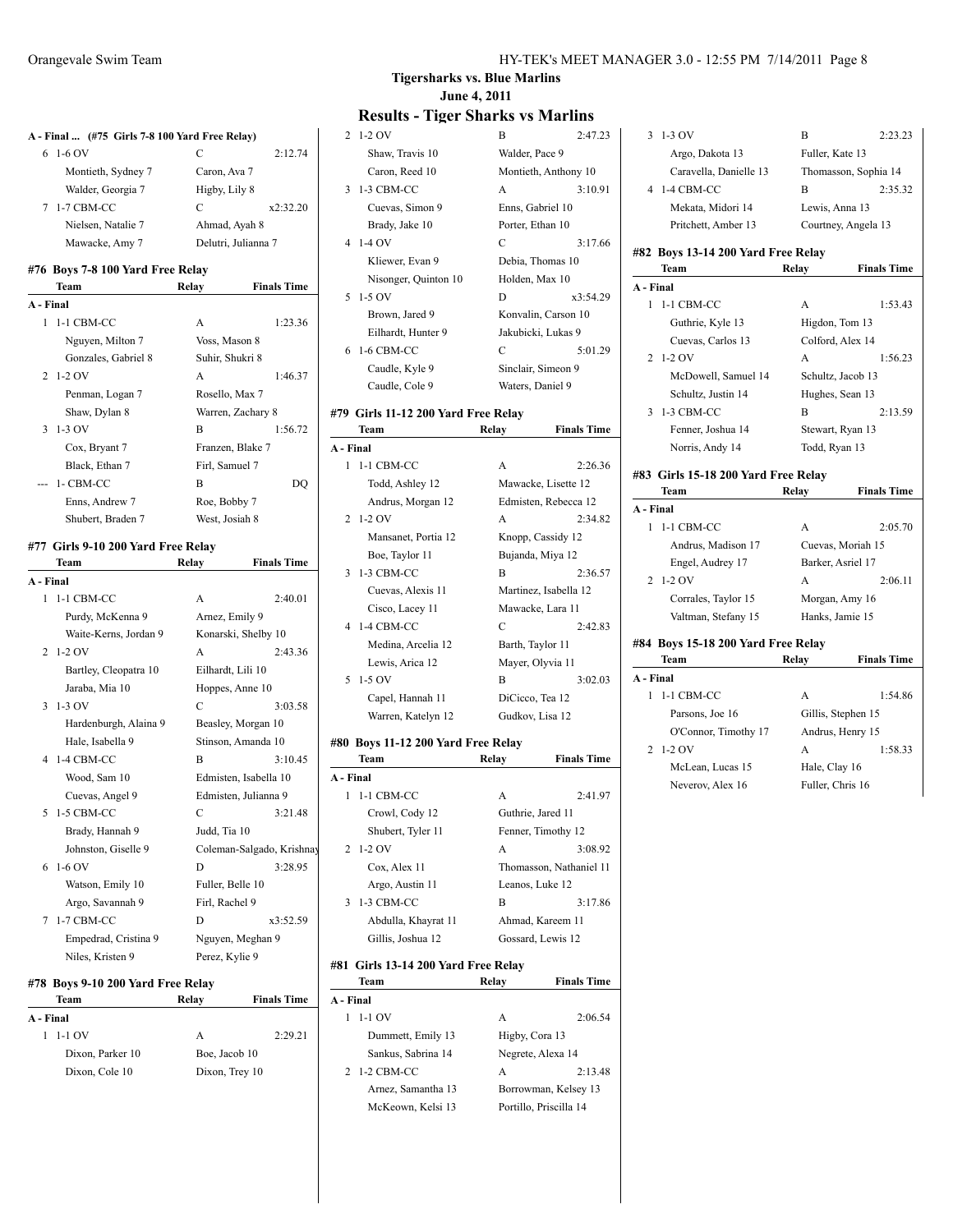## Tigersharks vs. Blue Marlins

**June 4, 2011**

## Results - Tiger Sharks vs Marlins

**A - Final ... (#75 Girls 7-8 100 Yard Free Relay)**

| | | | |
|---|---|---|---|
| 6 | 1-6 OV | C | 2:12.74 |
| | Montieth, Sydney 7 | Caron, Ava 7 | |
| | Walder, Georgia 7 | Higby, Lily 8 | |
| 7 | 1-7 CBM-CC | C | x2:32.20 |
| | Nielsen, Natalie 7 | Ahmad, Ayah 8 | |
| | Mawacke, Amy 7 | Delutri, Julianna 7 | |

### #76 Boys 7-8 100 Yard Free Relay

| | Team | Relay | Finals Time |
|---|---|---|---|
| **A - Final** | | | |
| 1 | 1-1 CBM-CC | A | 1:23.36 |
| | Nguyen, Milton 7 | Voss, Mason 8 | |
| | Gonzales, Gabriel 8 | Suhir, Shukri 8 | |
| 2 | 1-2 OV | A | 1:46.37 |
| | Penman, Logan 7 | Rosello, Max 7 | |
| | Shaw, Dylan 8 | Warren, Zachary 8 | |
| 3 | 1-3 OV | B | 1:56.72 |
| | Cox, Bryant 7 | Franzen, Blake 7 | |
| | Black, Ethan 7 | Firl, Samuel 7 | |
| --- | 1- CBM-CC | B | DQ |
| | Enns, Andrew 7 | Roe, Bobby 7 | |
| | Shubert, Braden 7 | West, Josiah 8 | |

### #77 Girls 9-10 200 Yard Free Relay

| | Team | Relay | Finals Time |
|---|---|---|---|
| **A - Final** | | | |
| 1 | 1-1 CBM-CC | A | 2:40.01 |
| | Purdy, McKenna 9 | Arnez, Emily 9 | |
| | Waite-Kerns, Jordan 9 | Konarski, Shelby 10 | |
| 2 | 1-2 OV | A | 2:43.36 |
| | Bartley, Cleopatra 10 | Eilhardt, Lili 10 | |
| | Jaraba, Mia 10 | Hoppes, Anne 10 | |
| 3 | 1-3 OV | C | 3:03.58 |
| | Hardenburgh, Alaina 9 | Beasley, Morgan 10 | |
| | Hale, Isabella 9 | Stinson, Amanda 10 | |
| 4 | 1-4 CBM-CC | B | 3:10.45 |
| | Wood, Sam 10 | Edmisten, Isabella 10 | |
| | Cuevas, Angel 9 | Edmisten, Julianna 9 | |
| 5 | 1-5 CBM-CC | C | 3:21.48 |
| | Brady, Hannah 9 | Judd, Tia 10 | |
| | Johnston, Giselle 9 | Coleman-Salgado, Krishna | |
| 6 | 1-6 OV | D | 3:28.95 |
| | Watson, Emily 10 | Fuller, Belle 10 | |
| | Argo, Savannah 9 | Firl, Rachel 9 | |
| 7 | 1-7 CBM-CC | D | x3:52.59 |
| | Empedrad, Cristina 9 | Nguyen, Meghan 9 | |
| | Niles, Kristen 9 | Perez, Kylie 9 | |

### #78 Boys 9-10 200 Yard Free Relay

| | Team | Relay | Finals Time |
|---|---|---|---|
| **A - Final** | | | |
| 1 | 1-1 OV | A | 2:29.21 |
| | Dixon, Parker 10 | Boe, Jacob 10 | |
| | Dixon, Cole 10 | Dixon, Trey 10 | |
| 2 | 1-2 OV | B | 2:47.23 |
| | Shaw, Travis 10 | Walder, Pace 9 | |
| | Caron, Reed 10 | Montieth, Anthony 10 | |
| 3 | 1-3 CBM-CC | A | 3:10.91 |
| | Cuevas, Simon 9 | Enns, Gabriel 10 | |
| | Brady, Jake 10 | Porter, Ethan 10 | |
| 4 | 1-4 OV | C | 3:17.66 |
| | Kliewer, Evan 9 | Debia, Thomas 10 | |
| | Nisonger, Quinton 10 | Holden, Max 10 | |
| 5 | 1-5 OV | D | x3:54.29 |
| | Brown, Jared 9 | Konvalin, Carson 10 | |
| | Eilhardt, Hunter 9 | Jakubicki, Lukas 9 | |
| 6 | 1-6 CBM-CC | C | 5:01.29 |
| | Caudle, Kyle 9 | Sinclair, Simeon 9 | |
| | Caudle, Cole 9 | Waters, Daniel 9 | |

### #79 Girls 11-12 200 Yard Free Relay

| | Team | Relay | Finals Time |
|---|---|---|---|
| **A - Final** | | | |
| 1 | 1-1 CBM-CC | A | 2:26.36 |
| | Todd, Ashley 12 | Mawacke, Lisette 12 | |
| | Andrus, Morgan 12 | Edmisten, Rebecca 12 | |
| 2 | 1-2 OV | A | 2:34.82 |
| | Mansanet, Portia 12 | Knopp, Cassidy 12 | |
| | Boe, Taylor 11 | Bujanda, Miya 12 | |
| 3 | 1-3 CBM-CC | B | 2:36.57 |
| | Cuevas, Alexis 11 | Martinez, Isabella 12 | |
| | Cisco, Lacey 11 | Mawacke, Lara 11 | |
| 4 | 1-4 CBM-CC | C | 2:42.83 |
| | Medina, Arcelia 12 | Barth, Taylor 11 | |
| | Lewis, Arica 12 | Mayer, Olyvia 11 | |
| 5 | 1-5 OV | B | 3:02.03 |
| | Capel, Hannah 11 | DiCicco, Tea 12 | |
| | Warren, Katelyn 12 | Gudkov, Lisa 12 | |

### #80 Boys 11-12 200 Yard Free Relay

| | Team | Relay | Finals Time |
|---|---|---|---|
| **A - Final** | | | |
| 1 | 1-1 CBM-CC | A | 2:41.97 |
| | Crowl, Cody 12 | Guthrie, Jared 11 | |
| | Shubert, Tyler 11 | Fenner, Timothy 12 | |
| 2 | 1-2 OV | A | 3:08.92 |
| | Cox, Alex 11 | Thomasson, Nathaniel 11 | |
| | Argo, Austin 11 | Leanos, Luke 12 | |
| 3 | 1-3 CBM-CC | B | 3:17.86 |
| | Abdulla, Khayrat 11 | Ahmad, Kareem 11 | |
| | Gillis, Joshua 12 | Gossard, Lewis 12 | |

### #81 Girls 13-14 200 Yard Free Relay

| | Team | Relay | Finals Time |
|---|---|---|---|
| **A - Final** | | | |
| 1 | 1-1 OV | A | 2:06.54 |
| | Dummett, Emily 13 | Higby, Cora 13 | |
| | Sankus, Sabrina 14 | Negrete, Alexa 14 | |
| 2 | 1-2 CBM-CC | A | 2:13.48 |
| | Arnez, Samantha 13 | Borrowman, Kelsey 13 | |
| | McKeown, Kelsi 13 | Portillo, Priscilla 14 | |
| 3 | 1-3 OV | B | 2:23.23 |
| | Argo, Dakota 13 | Fuller, Kate 13 | |
| | Caravella, Danielle 13 | Thomasson, Sophia 14 | |
| 4 | 1-4 CBM-CC | B | 2:35.32 |
| | Mekata, Midori 14 | Lewis, Anna 13 | |
| | Pritchett, Amber 13 | Courtney, Angela 13 | |

### #82 Boys 13-14 200 Yard Free Relay

| | Team | Relay | Finals Time |
|---|---|---|---|
| **A - Final** | | | |
| 1 | 1-1 CBM-CC | A | 1:53.43 |
| | Guthrie, Kyle 13 | Higdon, Tom 13 | |
| | Cuevas, Carlos 13 | Colford, Alex 14 | |
| 2 | 1-2 OV | A | 1:56.23 |
| | McDowell, Samuel 14 | Schultz, Jacob 13 | |
| | Schultz, Justin 14 | Hughes, Sean 13 | |
| 3 | 1-3 CBM-CC | B | 2:13.59 |
| | Fenner, Joshua 14 | Stewart, Ryan 13 | |
| | Norris, Andy 14 | Todd, Ryan 13 | |

### #83 Girls 15-18 200 Yard Free Relay

| | Team | Relay | Finals Time |
|---|---|---|---|
| **A - Final** | | | |
| 1 | 1-1 CBM-CC | A | 2:05.70 |
| | Andrus, Madison 17 | Cuevas, Moriah 15 | |
| | Engel, Audrey 17 | Barker, Asriel 17 | |
| 2 | 1-2 OV | A | 2:06.11 |
| | Corrales, Taylor 15 | Morgan, Amy 16 | |
| | Valtman, Stefany 15 | Hanks, Jamie 15 | |

### #84 Boys 15-18 200 Yard Free Relay

| | Team | Relay | Finals Time |
|---|---|---|---|
| **A - Final** | | | |
| 1 | 1-1 CBM-CC | A | 1:54.86 |
| | Parsons, Joe 16 | Gillis, Stephen 15 | |
| | O'Connor, Timothy 17 | Andrus, Henry 15 | |
| 2 | 1-2 OV | A | 1:58.33 |
| | McLean, Lucas 15 | Hale, Clay 16 | |
| | Neverov, Alex 16 | Fuller, Chris 16 | |